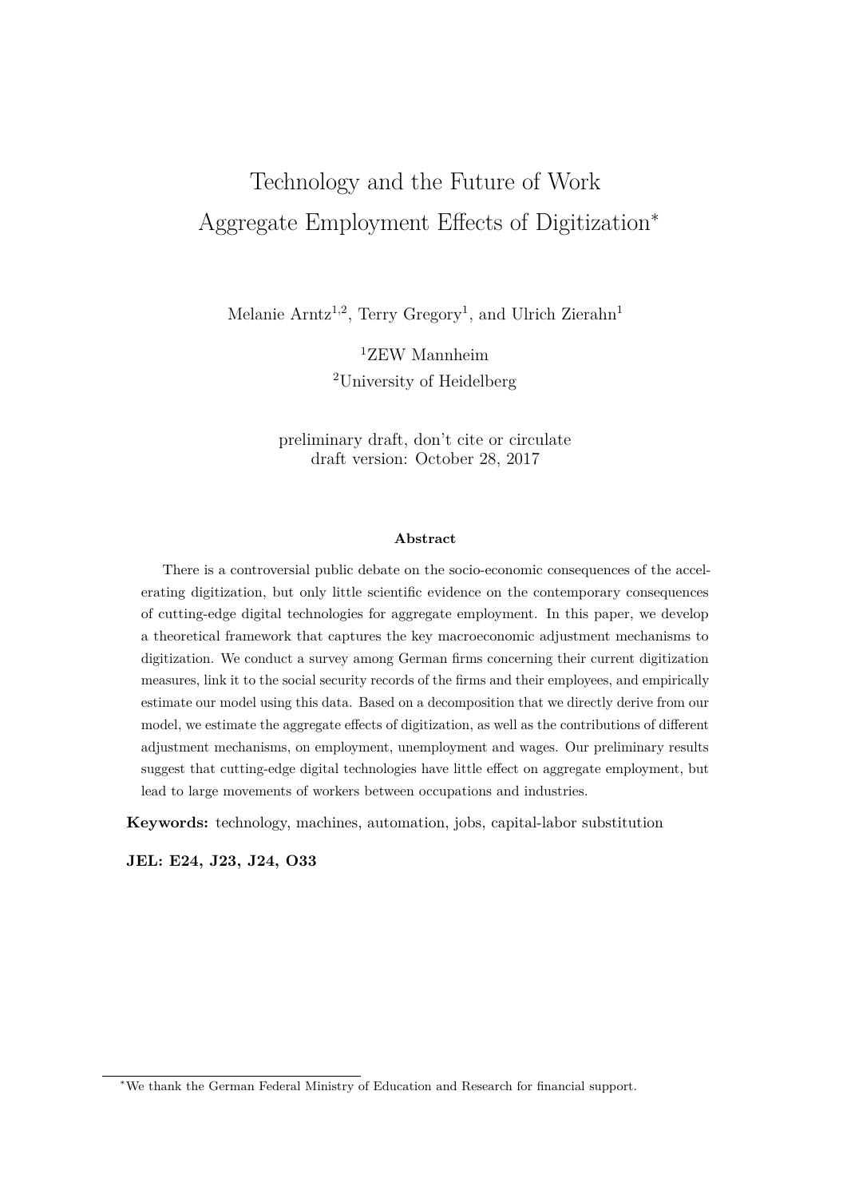# Technology and the Future of Work
# Aggregate Employment Effects of Digitization*

Melanie Arntz[1,2], Terry Gregory[1], and Ulrich Zierahn[1]

[1]ZEW Mannheim
[2]University of Heidelberg

preliminary draft, don't cite or circulate
draft version: October 28, 2017

**Abstract**

There is a controversial public debate on the socio-economic consequences of the accelerating digitization, but only little scientific evidence on the contemporary consequences of cutting-edge digital technologies for aggregate employment. In this paper, we develop a theoretical framework that captures the key macroeconomic adjustment mechanisms to digitization. We conduct a survey among German firms concerning their current digitization measures, link it to the social security records of the firms and their employees, and empirically estimate our model using this data. Based on a decomposition that we directly derive from our model, we estimate the aggregate effects of digitization, as well as the contributions of different adjustment mechanisms, on employment, unemployment and wages. Our preliminary results suggest that cutting-edge digital technologies have little effect on aggregate employment, but lead to large movements of workers between occupations and industries.

**Keywords:** technology, machines, automation, jobs, capital-labor substitution

**JEL: E24, J23, J24, O33**

*We thank the German Federal Ministry of Education and Research for financial support.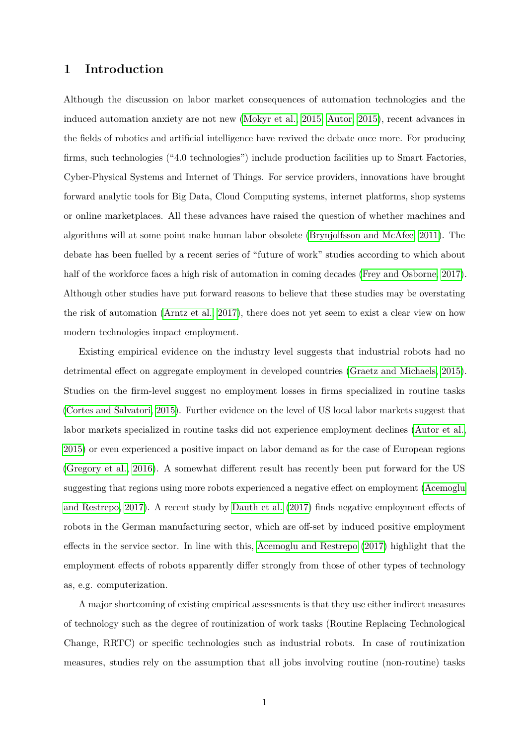# 1 Introduction

Although the discussion on labor market consequences of automation technologies and the induced automation anxiety are not new (Mokyr et al., 2015; Autor, 2015), recent advances in the fields of robotics and artificial intelligence have revived the debate once more. For producing firms, such technologies ("4.0 technologies") include production facilities up to Smart Factories, Cyber-Physical Systems and Internet of Things. For service providers, innovations have brought forward analytic tools for Big Data, Cloud Computing systems, internet platforms, shop systems or online marketplaces. All these advances have raised the question of whether machines and algorithms will at some point make human labor obsolete (Brynjolfsson and McAfee, 2011). The debate has been fuelled by a recent series of "future of work" studies according to which about half of the workforce faces a high risk of automation in coming decades (Frey and Osborne, 2017). Although other studies have put forward reasons to believe that these studies may be overstating the risk of automation (Arntz et al., 2017), there does not yet seem to exist a clear view on how modern technologies impact employment.

Existing empirical evidence on the industry level suggests that industrial robots had no detrimental effect on aggregate employment in developed countries (Graetz and Michaels, 2015). Studies on the firm-level suggest no employment losses in firms specialized in routine tasks (Cortes and Salvatori, 2015). Further evidence on the level of US local labor markets suggest that labor markets specialized in routine tasks did not experience employment declines (Autor et al., 2015) or even experienced a positive impact on labor demand as for the case of European regions (Gregory et al., 2016). A somewhat different result has recently been put forward for the US suggesting that regions using more robots experienced a negative effect on employment (Acemoglu and Restrepo, 2017). A recent study by Dauth et al. (2017) finds negative employment effects of robots in the German manufacturing sector, which are off-set by induced positive employment effects in the service sector. In line with this, Acemoglu and Restrepo (2017) highlight that the employment effects of robots apparently differ strongly from those of other types of technology as, e.g. computerization.

A major shortcoming of existing empirical assessments is that they use either indirect measures of technology such as the degree of routinization of work tasks (Routine Replacing Technological Change, RRTC) or specific technologies such as industrial robots. In case of routinization measures, studies rely on the assumption that all jobs involving routine (non-routine) tasks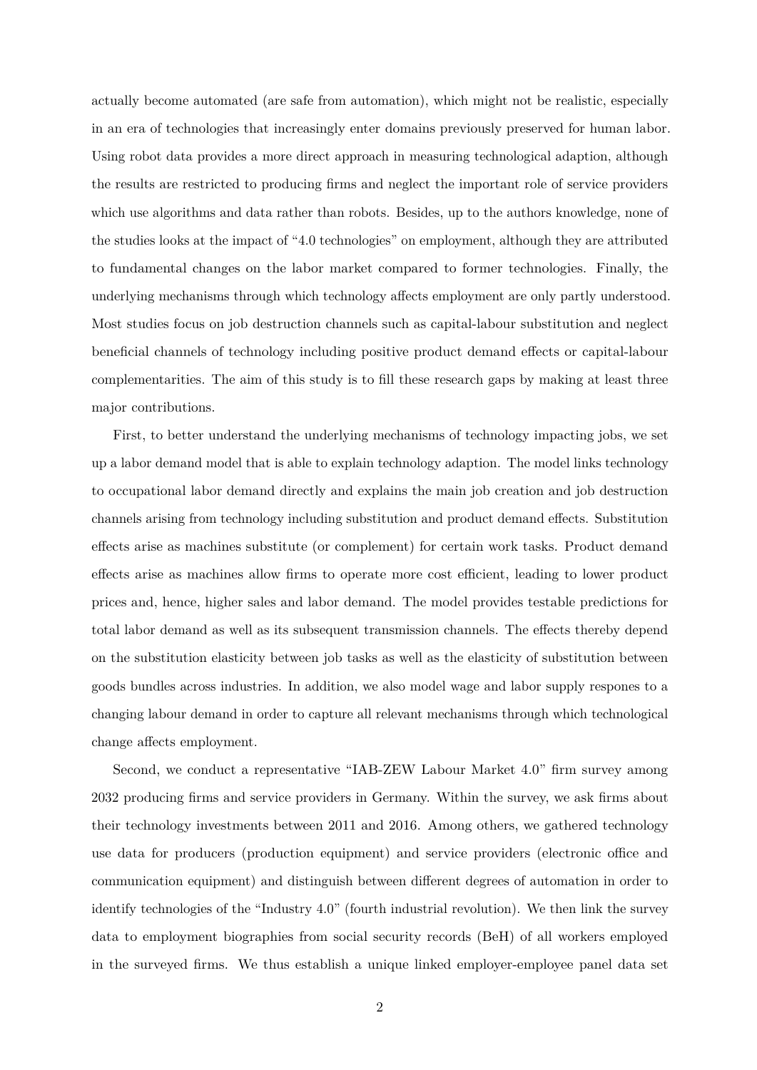actually become automated (are safe from automation), which might not be realistic, especially in an era of technologies that increasingly enter domains previously preserved for human labor. Using robot data provides a more direct approach in measuring technological adaption, although the results are restricted to producing firms and neglect the important role of service providers which use algorithms and data rather than robots. Besides, up to the authors knowledge, none of the studies looks at the impact of "4.0 technologies" on employment, although they are attributed to fundamental changes on the labor market compared to former technologies. Finally, the underlying mechanisms through which technology affects employment are only partly understood. Most studies focus on job destruction channels such as capital-labour substitution and neglect beneficial channels of technology including positive product demand effects or capital-labour complementarities. The aim of this study is to fill these research gaps by making at least three major contributions.

First, to better understand the underlying mechanisms of technology impacting jobs, we set up a labor demand model that is able to explain technology adaption. The model links technology to occupational labor demand directly and explains the main job creation and job destruction channels arising from technology including substitution and product demand effects. Substitution effects arise as machines substitute (or complement) for certain work tasks. Product demand effects arise as machines allow firms to operate more cost efficient, leading to lower product prices and, hence, higher sales and labor demand. The model provides testable predictions for total labor demand as well as its subsequent transmission channels. The effects thereby depend on the substitution elasticity between job tasks as well as the elasticity of substitution between goods bundles across industries. In addition, we also model wage and labor supply respones to a changing labour demand in order to capture all relevant mechanisms through which technological change affects employment.

Second, we conduct a representative "IAB-ZEW Labour Market 4.0" firm survey among 2032 producing firms and service providers in Germany. Within the survey, we ask firms about their technology investments between 2011 and 2016. Among others, we gathered technology use data for producers (production equipment) and service providers (electronic office and communication equipment) and distinguish between different degrees of automation in order to identify technologies of the "Industry 4.0" (fourth industrial revolution). We then link the survey data to employment biographies from social security records (BeH) of all workers employed in the surveyed firms. We thus establish a unique linked employer-employee panel data set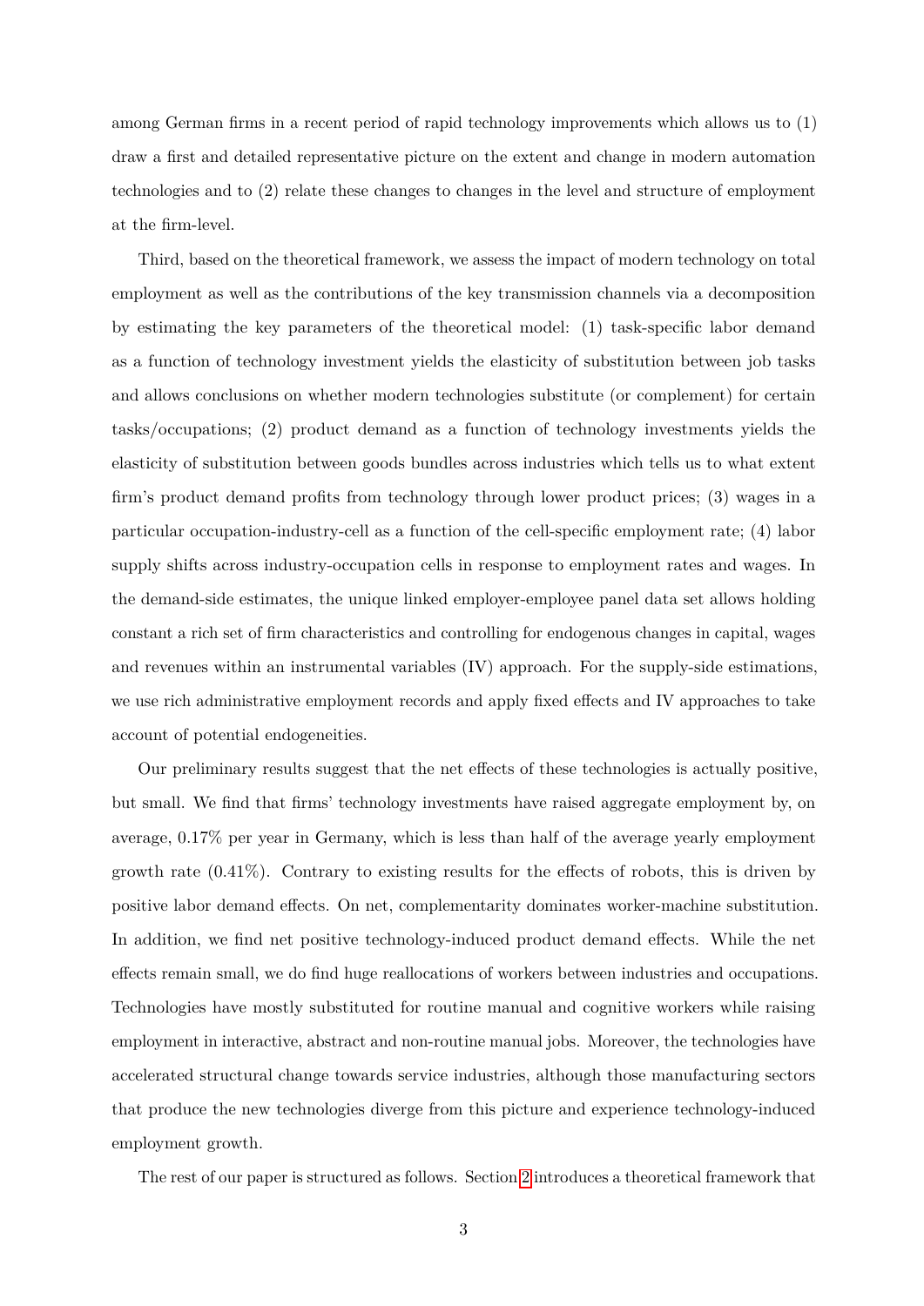among German firms in a recent period of rapid technology improvements which allows us to (1) draw a first and detailed representative picture on the extent and change in modern automation technologies and to (2) relate these changes to changes in the level and structure of employment at the firm-level.

Third, based on the theoretical framework, we assess the impact of modern technology on total employment as well as the contributions of the key transmission channels via a decomposition by estimating the key parameters of the theoretical model: (1) task-specific labor demand as a function of technology investment yields the elasticity of substitution between job tasks and allows conclusions on whether modern technologies substitute (or complement) for certain tasks/occupations; (2) product demand as a function of technology investments yields the elasticity of substitution between goods bundles across industries which tells us to what extent firm's product demand profits from technology through lower product prices; (3) wages in a particular occupation-industry-cell as a function of the cell-specific employment rate; (4) labor supply shifts across industry-occupation cells in response to employment rates and wages. In the demand-side estimates, the unique linked employer-employee panel data set allows holding constant a rich set of firm characteristics and controlling for endogenous changes in capital, wages and revenues within an instrumental variables (IV) approach. For the supply-side estimations, we use rich administrative employment records and apply fixed effects and IV approaches to take account of potential endogeneities.

Our preliminary results suggest that the net effects of these technologies is actually positive, but small. We find that firms' technology investments have raised aggregate employment by, on average, 0.17% per year in Germany, which is less than half of the average yearly employment growth rate (0.41%). Contrary to existing results for the effects of robots, this is driven by positive labor demand effects. On net, complementarity dominates worker-machine substitution. In addition, we find net positive technology-induced product demand effects. While the net effects remain small, we do find huge reallocations of workers between industries and occupations. Technologies have mostly substituted for routine manual and cognitive workers while raising employment in interactive, abstract and non-routine manual jobs. Moreover, the technologies have accelerated structural change towards service industries, although those manufacturing sectors that produce the new technologies diverge from this picture and experience technology-induced employment growth.

The rest of our paper is structured as follows. Section 2 introduces a theoretical framework that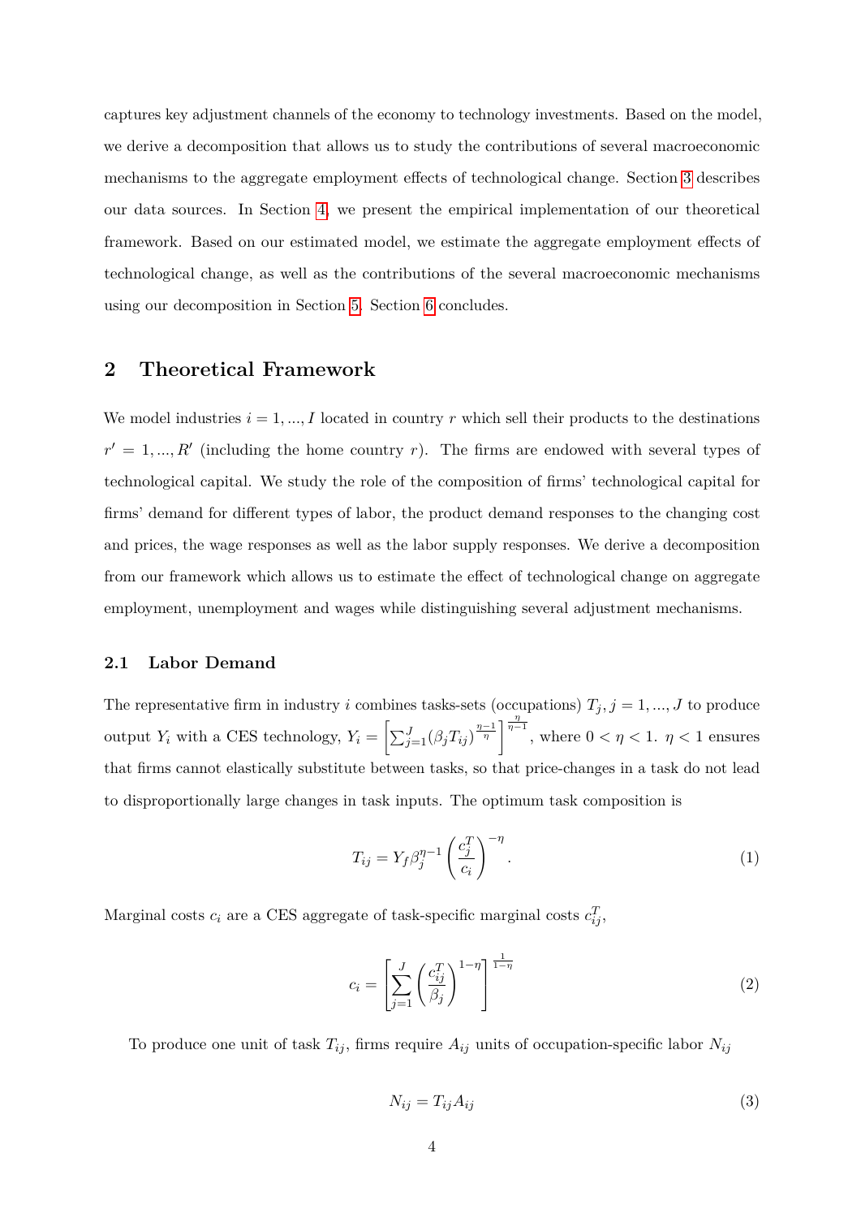captures key adjustment channels of the economy to technology investments. Based on the model, we derive a decomposition that allows us to study the contributions of several macroeconomic mechanisms to the aggregate employment effects of technological change. Section 3 describes our data sources. In Section 4, we present the empirical implementation of our theoretical framework. Based on our estimated model, we estimate the aggregate employment effects of technological change, as well as the contributions of the several macroeconomic mechanisms using our decomposition in Section 5. Section 6 concludes.

## 2 Theoretical Framework

We model industries $i = 1, ..., I$ located in country $r$ which sell their products to the destinations $r' = 1, ..., R'$ (including the home country $r$). The firms are endowed with several types of technological capital. We study the role of the composition of firms' technological capital for firms' demand for different types of labor, the product demand responses to the changing cost and prices, the wage responses as well as the labor supply responses. We derive a decomposition from our framework which allows us to estimate the effect of technological change on aggregate employment, unemployment and wages while distinguishing several adjustment mechanisms.

### 2.1 Labor Demand

The representative firm in industry $i$ combines tasks-sets (occupations) $T_j, j = 1, ..., J$ to produce output $Y_i$ with a CES technology, $Y_i = \left[\sum_{j=1}^{J}(\beta_j T_{ij})^{\frac{\eta-1}{\eta}}\right]^{\frac{\eta}{\eta-1}}$, where $0 < \eta < 1$. $\eta < 1$ ensures that firms cannot elastically substitute between tasks, so that price-changes in a task do not lead to disproportionally large changes in task inputs. The optimum task composition is

$$T_{ij} = Y_f \beta_j^{\eta-1} \left(\frac{c_j^T}{c_i}\right)^{-\eta}. \tag{1}$$

Marginal costs $c_i$ are a CES aggregate of task-specific marginal costs $c_{ij}^T$,

$$c_i = \left[\sum_{j=1}^{J} \left(\frac{c_{ij}^T}{\beta_j}\right)^{1-\eta}\right]^{\frac{1}{1-\eta}} \tag{2}$$

To produce one unit of task $T_{ij}$, firms require $A_{ij}$ units of occupation-specific labor $N_{ij}$

$$N_{ij} = T_{ij} A_{ij} \tag{3}$$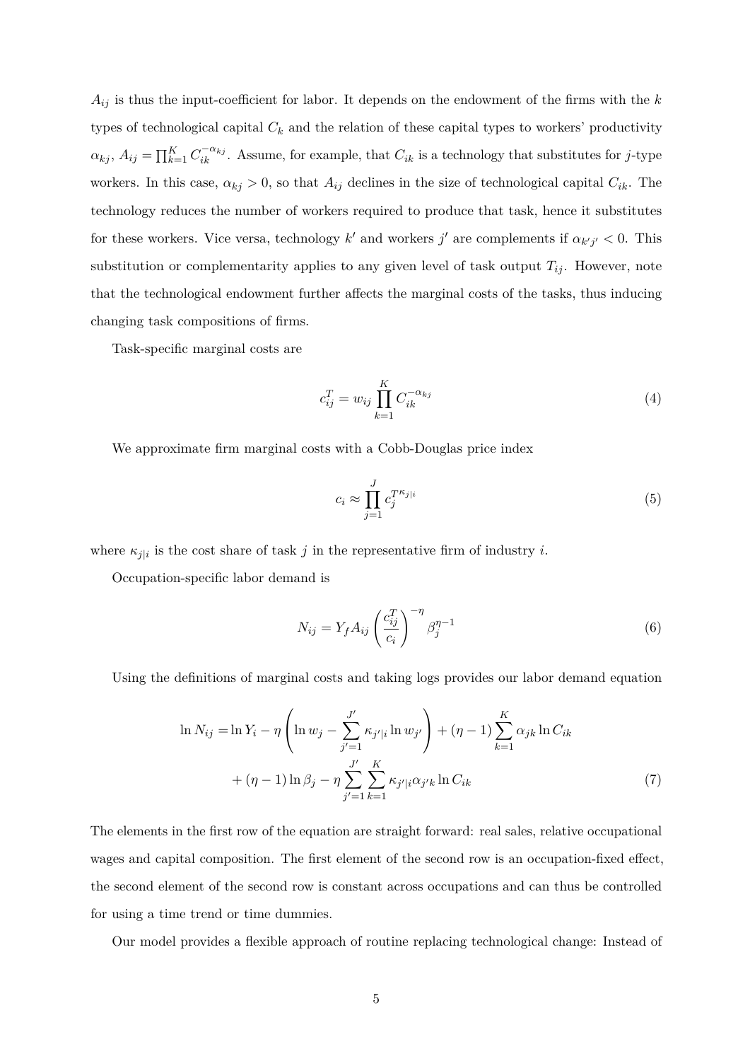$A_{ij}$ is thus the input-coefficient for labor. It depends on the endowment of the firms with the $k$ types of technological capital $C_k$ and the relation of these capital types to workers' productivity $\alpha_{kj}$, $A_{ij} = \prod_{k=1}^{K} C_{ik}^{-\alpha_{kj}}$. Assume, for example, that $C_{ik}$ is a technology that substitutes for $j$-type workers. In this case, $\alpha_{kj} > 0$, so that $A_{ij}$ declines in the size of technological capital $C_{ik}$. The technology reduces the number of workers required to produce that task, hence it substitutes for these workers. Vice versa, technology $k'$ and workers $j'$ are complements if $\alpha_{k'j'} < 0$. This substitution or complementarity applies to any given level of task output $T_{ij}$. However, note that the technological endowment further affects the marginal costs of the tasks, thus inducing changing task compositions of firms.

Task-specific marginal costs are

$$c_{ij}^T = w_{ij} \prod_{k=1}^{K} C_{ik}^{-\alpha_{kj}} \tag{4}$$

We approximate firm marginal costs with a Cobb-Douglas price index

$$c_i \approx \prod_{j=1}^{J} c_j^{T^{\kappa_{j|i}}} \tag{5}$$

where $\kappa_{j|i}$ is the cost share of task $j$ in the representative firm of industry $i$.

Occupation-specific labor demand is

$$N_{ij} = Y_f A_{ij} \left( \frac{c_{ij}^T}{c_i} \right)^{-\eta} \beta_j^{\eta - 1} \tag{6}$$

Using the definitions of marginal costs and taking logs provides our labor demand equation

$$\begin{aligned} \ln N_{ij} = & \ln Y_i - \eta \left( \ln w_j - \sum_{j'=1}^{J'} \kappa_{j'|i} \ln w_{j'} \right) + (\eta - 1) \sum_{k=1}^{K} \alpha_{jk} \ln C_{ik} \\ & + (\eta - 1) \ln \beta_j - \eta \sum_{j'=1}^{J'} \sum_{k=1}^{K} \kappa_{j'|i} \alpha_{j'k} \ln C_{ik} \end{aligned} \tag{7}$$

The elements in the first row of the equation are straight forward: real sales, relative occupational wages and capital composition. The first element of the second row is an occupation-fixed effect, the second element of the second row is constant across occupations and can thus be controlled for using a time trend or time dummies.

Our model provides a flexible approach of routine replacing technological change: Instead of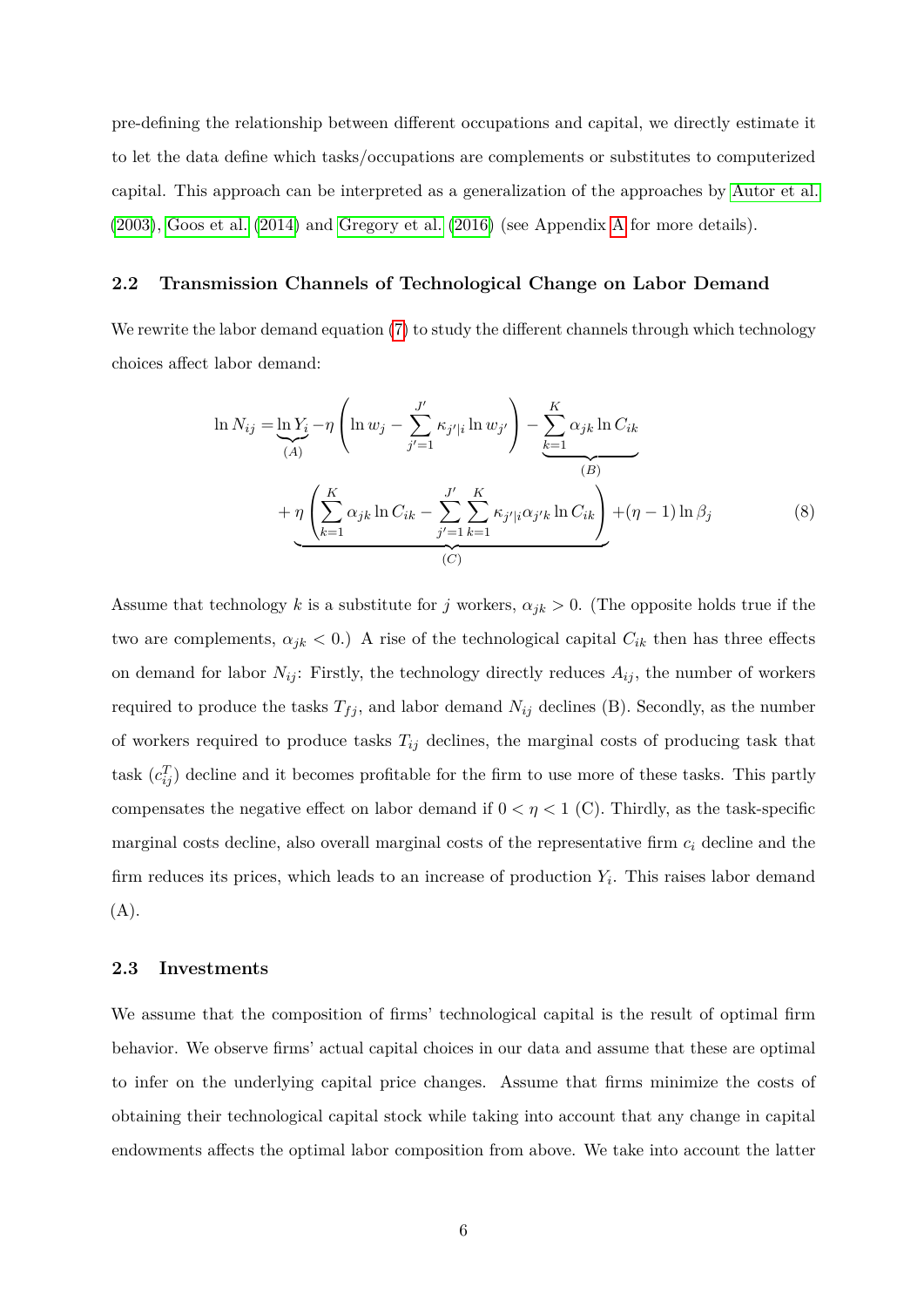pre-defining the relationship between different occupations and capital, we directly estimate it to let the data define which tasks/occupations are complements or substitutes to computerized capital. This approach can be interpreted as a generalization of the approaches by Autor et al. (2003), Goos et al. (2014) and Gregory et al. (2016) (see Appendix A for more details).

## 2.2 Transmission Channels of Technological Change on Labor Demand

We rewrite the labor demand equation (7) to study the different channels through which technology choices affect labor demand:

$$
\begin{aligned}
\ln N_{ij} = & \underbrace{\ln Y_i}_{(A)} - \eta \left( \ln w_j - \sum_{j'=1}^{J'} \kappa_{j'|i} \ln w_{j'} \right) - \underbrace{\sum_{k=1}^{K} \alpha_{jk} \ln C_{ik}}_{(B)} \\
& + \underbrace{\eta \left( \sum_{k=1}^{K} \alpha_{jk} \ln C_{ik} - \sum_{j'=1}^{J'} \sum_{k=1}^{K} \kappa_{j'|i} \alpha_{j'k} \ln C_{ik} \right)}_{(C)} + (\eta - 1) \ln \beta_j
\end{aligned}
\tag{8}
$$

Assume that technology $k$ is a substitute for $j$ workers, $\alpha_{jk} > 0$. (The opposite holds true if the two are complements, $\alpha_{jk} < 0$.) A rise of the technological capital $C_{ik}$ then has three effects on demand for labor $N_{ij}$: Firstly, the technology directly reduces $A_{ij}$, the number of workers required to produce the tasks $T_{fj}$, and labor demand $N_{ij}$ declines (B). Secondly, as the number of workers required to produce tasks $T_{ij}$ declines, the marginal costs of producing task that task ($c_{ij}^T$) decline and it becomes profitable for the firm to use more of these tasks. This partly compensates the negative effect on labor demand if $0 < \eta < 1$ (C). Thirdly, as the task-specific marginal costs decline, also overall marginal costs of the representative firm $c_i$ decline and the firm reduces its prices, which leads to an increase of production $Y_i$. This raises labor demand (A).

## 2.3 Investments

We assume that the composition of firms' technological capital is the result of optimal firm behavior. We observe firms' actual capital choices in our data and assume that these are optimal to infer on the underlying capital price changes. Assume that firms minimize the costs of obtaining their technological capital stock while taking into account that any change in capital endowments affects the optimal labor composition from above. We take into account the latter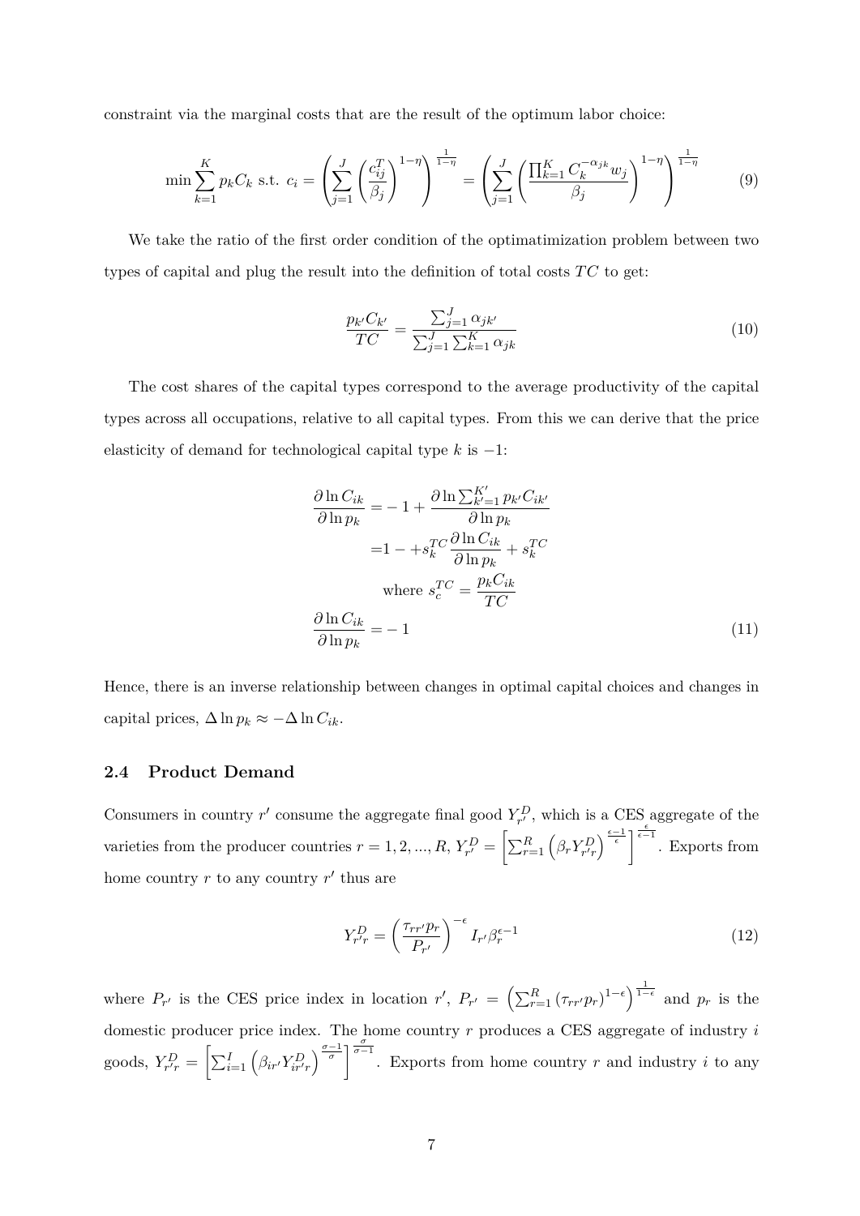constraint via the marginal costs that are the result of the optimum labor choice:

$$\min \sum_{k=1}^{K} p_k C_k \text{ s.t. } c_i = \left( \sum_{j=1}^{J} \left( \frac{c_{ij}^T}{\beta_j} \right)^{1-\eta} \right)^{\frac{1}{1-\eta}} = \left( \sum_{j=1}^{J} \left( \frac{\prod_{k=1}^{K} C_k^{-\alpha_{jk}} w_j}{\beta_j} \right)^{1-\eta} \right)^{\frac{1}{1-\eta}} \tag{9}$$

We take the ratio of the first order condition of the optimatimization problem between two types of capital and plug the result into the definition of total costs $TC$ to get:

$$\frac{p_{k'} C_{k'}}{TC} = \frac{\sum_{j=1}^{J} \alpha_{jk'}}{\sum_{j=1}^{J} \sum_{k=1}^{K} \alpha_{jk}} \tag{10}$$

The cost shares of the capital types correspond to the average productivity of the capital types across all occupations, relative to all capital types. From this we can derive that the price elasticity of demand for technological capital type $k$ is $-1$:

$$\begin{aligned}
\frac{\partial \ln C_{ik}}{\partial \ln p_k} =& -1 + \frac{\partial \ln \sum_{k'=1}^{K'} p_{k'} C_{ik'}}{\partial \ln p_k} \\
=& 1 - + s_k^{TC} \frac{\partial \ln C_{ik}}{\partial \ln p_k} + s_k^{TC} \\
& \text{where } s_c^{TC} = \frac{p_k C_{ik}}{TC} \\
\frac{\partial \ln C_{ik}}{\partial \ln p_k} =& -1
\end{aligned} \tag{11}$$

Hence, there is an inverse relationship between changes in optimal capital choices and changes in capital prices, $\Delta \ln p_k \approx -\Delta \ln C_{ik}$.

### 2.4 Product Demand

Consumers in country $r'$ consume the aggregate final good $Y_{r'}^D$, which is a CES aggregate of the varieties from the producer countries $r = 1, 2, ..., R$, $Y_{r'}^D = \left[ \sum_{r=1}^{R} \left( \beta_r Y_{r'r}^D \right)^{\frac{\epsilon-1}{\epsilon}} \right]^{\frac{\epsilon}{\epsilon-1}}$. Exports from home country $r$ to any country $r'$ thus are

$$Y_{r'r}^D = \left( \frac{\tau_{rr'} p_r}{P_{r'}} \right)^{-\epsilon} I_{r'} \beta_r^{\epsilon-1} \tag{12}$$

where $P_{r'}$ is the CES price index in location $r'$, $P_{r'} = \left( \sum_{r=1}^{R} (\tau_{rr'} p_r)^{1-\epsilon} \right)^{\frac{1}{1-\epsilon}}$ and $p_r$ is the domestic producer price index. The home country $r$ produces a CES aggregate of industry $i$ goods, $Y_{r'r}^D = \left[ \sum_{i=1}^{I} \left( \beta_{ir'} Y_{ir'r}^D \right)^{\frac{\sigma-1}{\sigma}} \right]^{\frac{\sigma}{\sigma-1}}$. Exports from home country $r$ and industry $i$ to any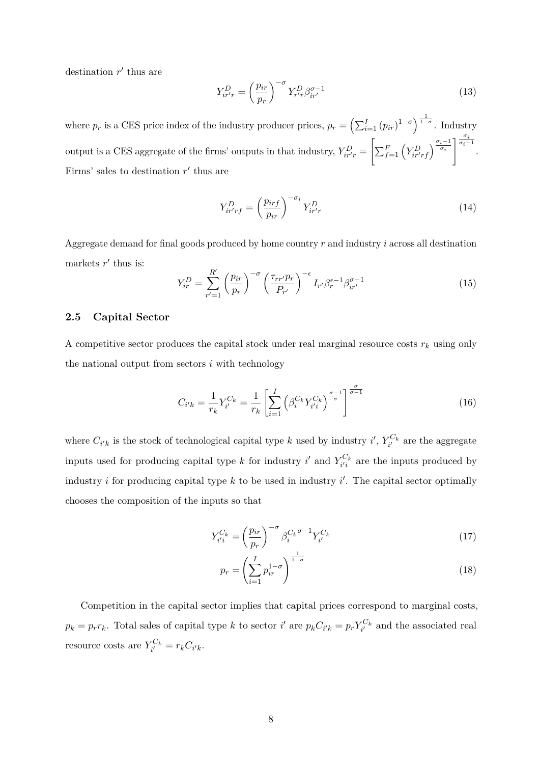destination $r'$ thus are

$$Y_{ir'r}^{D} = \left(\frac{p_{ir}}{p_r}\right)^{-\sigma} Y_{r'r}^{D} \beta_{ir'}^{\sigma-1} \tag{13}$$

where $p_r$ is a CES price index of the industry producer prices, $p_r = \left(\sum_{i=1}^{I}(p_{ir})^{1-\sigma}\right)^{\frac{1}{1-\sigma}}$. Industry output is a CES aggregate of the firms' outputs in that industry, $Y_{ir'r}^{D} = \left[\sum_{f=1}^{F}\left(Y_{ir'rf}^{D}\right)^{\frac{\sigma_i-1}{\sigma_i}}\right]^{\frac{\sigma_i}{\sigma_i-1}}$. Firms' sales to destination $r'$ thus are

$$Y_{ir'rf}^{D} = \left(\frac{p_{irf}}{p_{ir}}\right)^{-\sigma_i} Y_{ir'r}^{D} \tag{14}$$

Aggregate demand for final goods produced by home country $r$ and industry $i$ across all destination markets $r'$ thus is:

$$Y_{ir}^{D} = \sum_{r'=1}^{R'} \left(\frac{p_{ir}}{p_r}\right)^{-\sigma} \left(\frac{\tau_{rr'}p_r}{P_{r'}}\right)^{-\epsilon} I_{r'} \beta_r^{\epsilon-1} \beta_{ir'}^{\sigma-1} \tag{15}$$

## 2.5 Capital Sector

A competitive sector produces the capital stock under real marginal resource costs $r_k$ using only the national output from sectors $i$ with technology

$$C_{i'k} = \frac{1}{r_k} Y_{i'}^{C_k} = \frac{1}{r_k}\left[\sum_{i=1}^{I}\left(\beta_i^{C_k} Y_{i'i}^{C_k}\right)^{\frac{\sigma-1}{\sigma}}\right]^{\frac{\sigma}{\sigma-1}} \tag{16}$$

where $C_{i'k}$ is the stock of technological capital type $k$ used by industry $i'$, $Y_{i'}^{C_k}$ are the aggregate inputs used for producing capital type $k$ for industry $i'$ and $Y_{i'i}^{C_k}$ are the inputs produced by industry $i$ for producing capital type $k$ to be used in industry $i'$. The capital sector optimally chooses the composition of the inputs so that

$$Y_{i'i}^{C_k} = \left(\frac{p_{ir}}{p_r}\right)^{-\sigma} {\beta_i^{C_k}}^{\sigma-1} Y_{i'}^{C_k} \tag{17}$$

$$p_r = \left(\sum_{i=1}^{I} p_{ir}^{1-\sigma}\right)^{\frac{1}{1-\sigma}} \tag{18}$$

Competition in the capital sector implies that capital prices correspond to marginal costs, $p_k = p_r r_k$. Total sales of capital type $k$ to sector $i'$ are $p_k C_{i'k} = p_r Y_{i'}^{C_k}$ and the associated real resource costs are $Y_{i'}^{C_k} = r_k C_{i'k}$.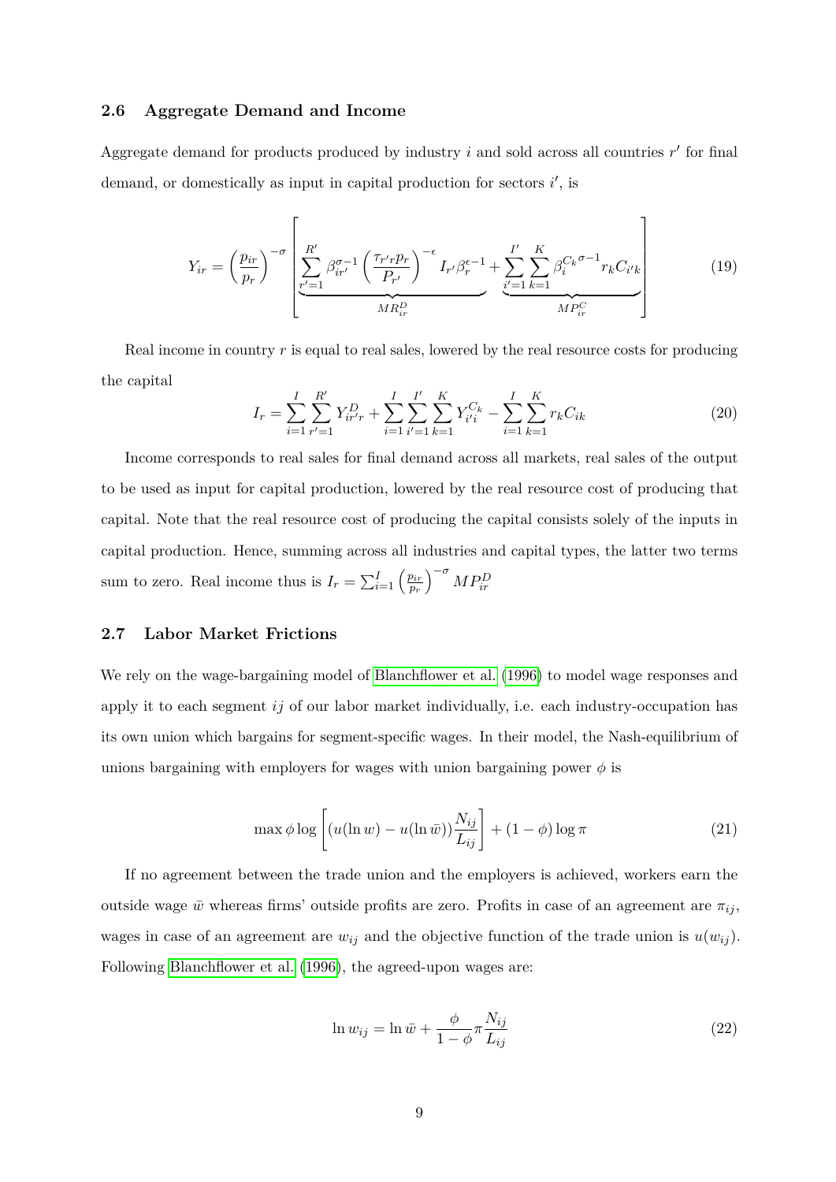### 2.6 Aggregate Demand and Income

Aggregate demand for products produced by industry $i$ and sold across all countries $r'$ for final demand, or domestically as input in capital production for sectors $i'$, is

$$Y_{ir} = \left(\frac{p_{ir}}{p_r}\right)^{-\sigma} \left[ \underbrace{\sum_{r'=1}^{R'} \beta_{ir'}^{\sigma-1} \left(\frac{\tau_{r'r} p_r}{P_{r'}}\right)^{-\epsilon} I_{r'} \beta_r^{\epsilon-1}}_{MR_{ir}^D} + \underbrace{\sum_{i'=1}^{I'} \sum_{k=1}^{K} \beta_i^{C_k \, \sigma-1} r_k C_{i'k}}_{MP_{ir}^C} \right] \tag{19}$$

Real income in country $r$ is equal to real sales, lowered by the real resource costs for producing the capital

$$I_r = \sum_{i=1}^{I} \sum_{r'=1}^{R'} Y_{ir'r}^D + \sum_{i=1}^{I} \sum_{i'=1}^{I'} \sum_{k=1}^{K} Y_{i'i}^{C_k} - \sum_{i=1}^{I} \sum_{k=1}^{K} r_k C_{ik} \tag{20}$$

Income corresponds to real sales for final demand across all markets, real sales of the output to be used as input for capital production, lowered by the real resource cost of producing that capital. Note that the real resource cost of producing the capital consists solely of the inputs in capital production. Hence, summing across all industries and capital types, the latter two terms sum to zero. Real income thus is $I_r = \sum_{i=1}^{I} \left(\frac{p_{ir}}{p_r}\right)^{-\sigma} MP_{ir}^D$

### 2.7 Labor Market Frictions

We rely on the wage-bargaining model of Blanchflower et al. (1996) to model wage responses and apply it to each segment $ij$ of our labor market individually, i.e. each industry-occupation has its own union which bargains for segment-specific wages. In their model, the Nash-equilibrium of unions bargaining with employers for wages with union bargaining power $\phi$ is

$$\max \phi \log \left[ (u(\ln w) - u(\ln \bar{w})) \frac{N_{ij}}{L_{ij}} \right] + (1 - \phi) \log \pi \tag{21}$$

If no agreement between the trade union and the employers is achieved, workers earn the outside wage $\bar{w}$ whereas firms' outside profits are zero. Profits in case of an agreement are $\pi_{ij}$, wages in case of an agreement are $w_{ij}$ and the objective function of the trade union is $u(w_{ij})$. Following Blanchflower et al. (1996), the agreed-upon wages are:

$$\ln w_{ij} = \ln \bar{w} + \frac{\phi}{1 - \phi} \pi \frac{N_{ij}}{L_{ij}} \tag{22}$$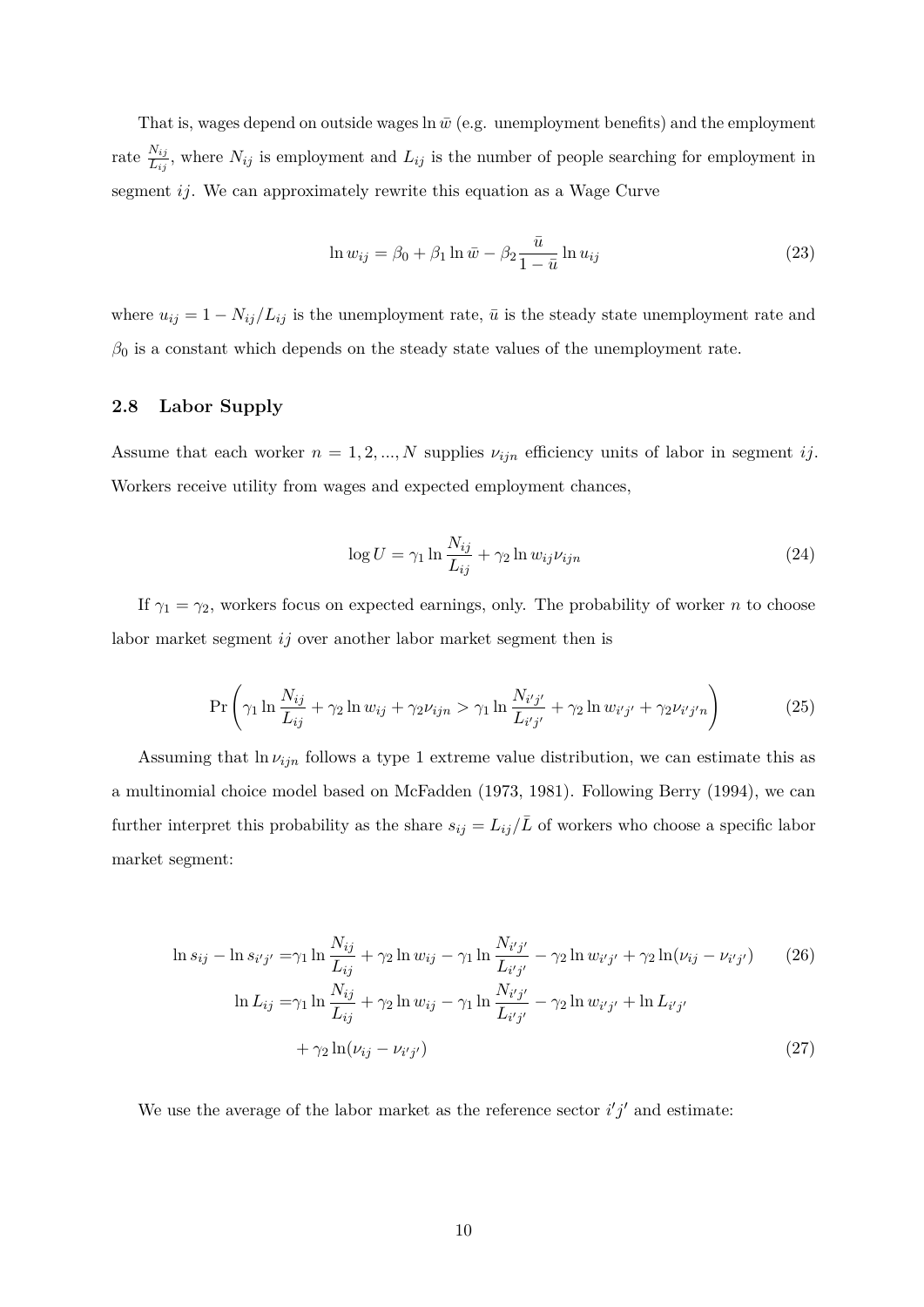That is, wages depend on outside wages $\ln \bar{w}$ (e.g. unemployment benefits) and the employment rate $\frac{N_{ij}}{L_{ij}}$, where $N_{ij}$ is employment and $L_{ij}$ is the number of people searching for employment in segment $ij$. We can approximately rewrite this equation as a Wage Curve

$$\ln w_{ij} = \beta_0 + \beta_1 \ln \bar{w} - \beta_2 \frac{\bar{u}}{1-\bar{u}} \ln u_{ij} \tag{23}$$

where $u_{ij} = 1 - N_{ij}/L_{ij}$ is the unemployment rate, $\bar{u}$ is the steady state unemployment rate and $\beta_0$ is a constant which depends on the steady state values of the unemployment rate.

### 2.8 Labor Supply

Assume that each worker $n = 1, 2, ..., N$ supplies $\nu_{ijn}$ efficiency units of labor in segment $ij$. Workers receive utility from wages and expected employment chances,

$$\log U = \gamma_1 \ln \frac{N_{ij}}{L_{ij}} + \gamma_2 \ln w_{ij} \nu_{ijn} \tag{24}$$

If $\gamma_1 = \gamma_2$, workers focus on expected earnings, only. The probability of worker $n$ to choose labor market segment $ij$ over another labor market segment then is

$$\Pr\left(\gamma_1 \ln \frac{N_{ij}}{L_{ij}} + \gamma_2 \ln w_{ij} + \gamma_2 \nu_{ijn} > \gamma_1 \ln \frac{N_{i'j'}}{L_{i'j'}} + \gamma_2 \ln w_{i'j'} + \gamma_2 \nu_{i'j'n}\right) \tag{25}$$

Assuming that $\ln \nu_{ijn}$ follows a type 1 extreme value distribution, we can estimate this as a multinomial choice model based on McFadden (1973, 1981). Following Berry (1994), we can further interpret this probability as the share $s_{ij} = L_{ij}/\bar{L}$ of workers who choose a specific labor market segment:

$$\ln s_{ij} - \ln s_{i'j'} = \gamma_1 \ln \frac{N_{ij}}{L_{ij}} + \gamma_2 \ln w_{ij} - \gamma_1 \ln \frac{N_{i'j'}}{L_{i'j'}} - \gamma_2 \ln w_{i'j'} + \gamma_2 \ln(\nu_{ij} - \nu_{i'j'}) \tag{26}$$

$$\ln L_{ij} = \gamma_1 \ln \frac{N_{ij}}{L_{ij}} + \gamma_2 \ln w_{ij} - \gamma_1 \ln \frac{N_{i'j'}}{L_{i'j'}} - \gamma_2 \ln w_{i'j'} + \ln L_{i'j'} + \gamma_2 \ln(\nu_{ij} - \nu_{i'j'}) \tag{27}$$

We use the average of the labor market as the reference sector $i'j'$ and estimate: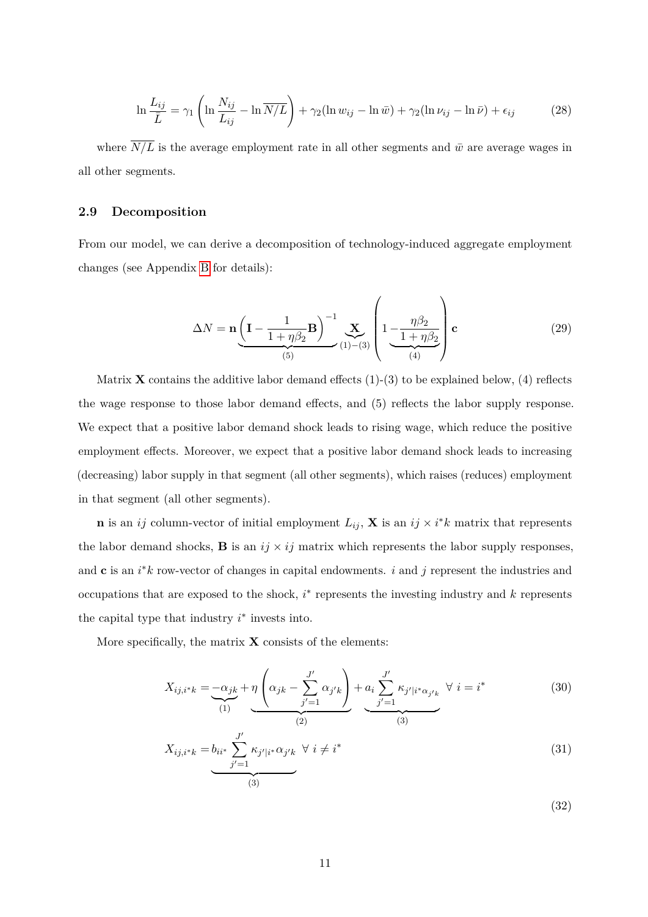$$\ln \frac{L_{ij}}{\bar{L}} = \gamma_1 \left( \ln \frac{N_{ij}}{L_{ij}} - \ln \overline{N/L} \right) + \gamma_2 (\ln w_{ij} - \ln \bar{w}) + \gamma_2 (\ln \nu_{ij} - \ln \bar{\nu}) + \epsilon_{ij} \tag{28}$$

where $\overline{N/L}$ is the average employment rate in all other segments and $\bar{w}$ are average wages in all other segments.

### 2.9 Decomposition

From our model, we can derive a decomposition of technology-induced aggregate employment changes (see Appendix B for details):

$$\Delta N = \underbrace{\mathbf{n} \left( \mathbf{I} - \frac{1}{1+\eta\beta_2} \mathbf{B} \right)^{-1}}_{(5)} \underbrace{\mathbf{X}}_{(1)-(3)} \left( 1 - \underbrace{\frac{\eta\beta_2}{1+\eta\beta_2}}_{(4)} \right) \mathbf{c} \tag{29}$$

Matrix $\mathbf{X}$ contains the additive labor demand effects (1)-(3) to be explained below, (4) reflects the wage response to those labor demand effects, and (5) reflects the labor supply response. We expect that a positive labor demand shock leads to rising wage, which reduce the positive employment effects. Moreover, we expect that a positive labor demand shock leads to increasing (decreasing) labor supply in that segment (all other segments), which raises (reduces) employment in that segment (all other segments).

$\mathbf{n}$ is an $ij$ column-vector of initial employment $L_{ij}$, $\mathbf{X}$ is an $ij \times i^*k$ matrix that represents the labor demand shocks, $\mathbf{B}$ is an $ij \times ij$ matrix which represents the labor supply responses, and $\mathbf{c}$ is an $i^*k$ row-vector of changes in capital endowments. $i$ and $j$ represent the industries and occupations that are exposed to the shock, $i^*$ represents the investing industry and $k$ represents the capital type that industry $i^*$ invests into.

More specifically, the matrix $\mathbf{X}$ consists of the elements:

$$X_{ij,i^*k} = \underbrace{-\alpha_{jk}}_{(1)} + \underbrace{\eta \left( \alpha_{jk} - \sum_{j'=1}^{J'} \alpha_{j'k} \right)}_{(2)} + \underbrace{a_i \sum_{j'=1}^{J'} \kappa_{j'|i^* \alpha_{j'k}}}_{(3)} \ \forall \ i = i^* \tag{30}$$

$$X_{ij,i^*k} = \underbrace{b_{ii^*} \sum_{j'=1}^{J'} \kappa_{j'|i^*} \alpha_{j'k}}_{(3)} \ \forall \ i \neq i^* \tag{31}$$

$$\tag{32}$$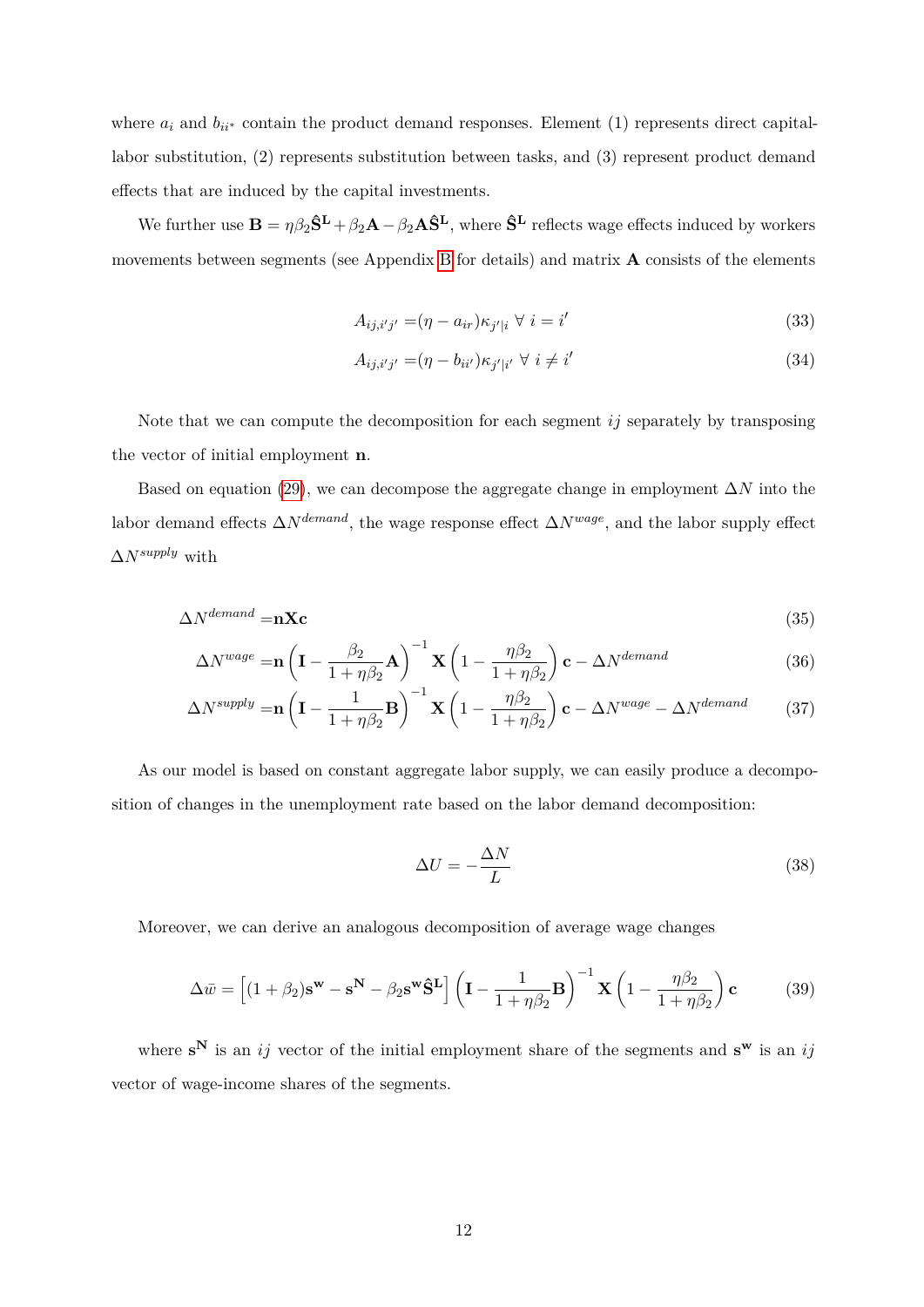where $a_i$ and $b_{ii^*}$ contain the product demand responses. Element (1) represents direct capital-labor substitution, (2) represents substitution between tasks, and (3) represent product demand effects that are induced by the capital investments.

We further use $\mathbf{B} = \eta\beta_2\hat{\mathbf{S}}^{\mathbf{L}} + \beta_2\mathbf{A} - \beta_2\mathbf{A}\hat{\mathbf{S}}^{\mathbf{L}}$, where $\hat{\mathbf{S}}^{\mathbf{L}}$ reflects wage effects induced by workers movements between segments (see Appendix B for details) and matrix $\mathbf{A}$ consists of the elements

$$A_{ij,i'j'} = (\eta - a_{ir})\kappa_{j'|i} \;\forall\; i = i' \tag{33}$$

$$A_{ij,i'j'} = (\eta - b_{ii'})\kappa_{j'|i'} \;\forall\; i \neq i' \tag{34}$$

Note that we can compute the decomposition for each segment $ij$ separately by transposing the vector of initial employment $\mathbf{n}$.

Based on equation (29), we can decompose the aggregate change in employment $\Delta N$ into the labor demand effects $\Delta N^{demand}$, the wage response effect $\Delta N^{wage}$, and the labor supply effect $\Delta N^{supply}$ with

$$\Delta N^{demand} = \mathbf{n}\mathbf{X}\mathbf{c} \tag{35}$$

$$\Delta N^{wage} = \mathbf{n}\left(\mathbf{I} - \frac{\beta_2}{1+\eta\beta_2}\mathbf{A}\right)^{-1}\mathbf{X}\left(1 - \frac{\eta\beta_2}{1+\eta\beta_2}\right)\mathbf{c} - \Delta N^{demand} \tag{36}$$

$$\Delta N^{supply} = \mathbf{n}\left(\mathbf{I} - \frac{1}{1+\eta\beta_2}\mathbf{B}\right)^{-1}\mathbf{X}\left(1 - \frac{\eta\beta_2}{1+\eta\beta_2}\right)\mathbf{c} - \Delta N^{wage} - \Delta N^{demand} \tag{37}$$

As our model is based on constant aggregate labor supply, we can easily produce a decomposition of changes in the unemployment rate based on the labor demand decomposition:

$$\Delta U = -\frac{\Delta N}{L} \tag{38}$$

Moreover, we can derive an analogous decomposition of average wage changes

$$\Delta\bar{w} = \left[(1+\beta_2)\mathbf{s}^{\mathbf{w}} - \mathbf{s}^{\mathbf{N}} - \beta_2\mathbf{s}^{\mathbf{w}}\hat{\mathbf{S}}^{\mathbf{L}}\right]\left(\mathbf{I} - \frac{1}{1+\eta\beta_2}\mathbf{B}\right)^{-1}\mathbf{X}\left(1 - \frac{\eta\beta_2}{1+\eta\beta_2}\right)\mathbf{c} \tag{39}$$

where $\mathbf{s}^{\mathbf{N}}$ is an $ij$ vector of the initial employment share of the segments and $\mathbf{s}^{\mathbf{w}}$ is an $ij$ vector of wage-income shares of the segments.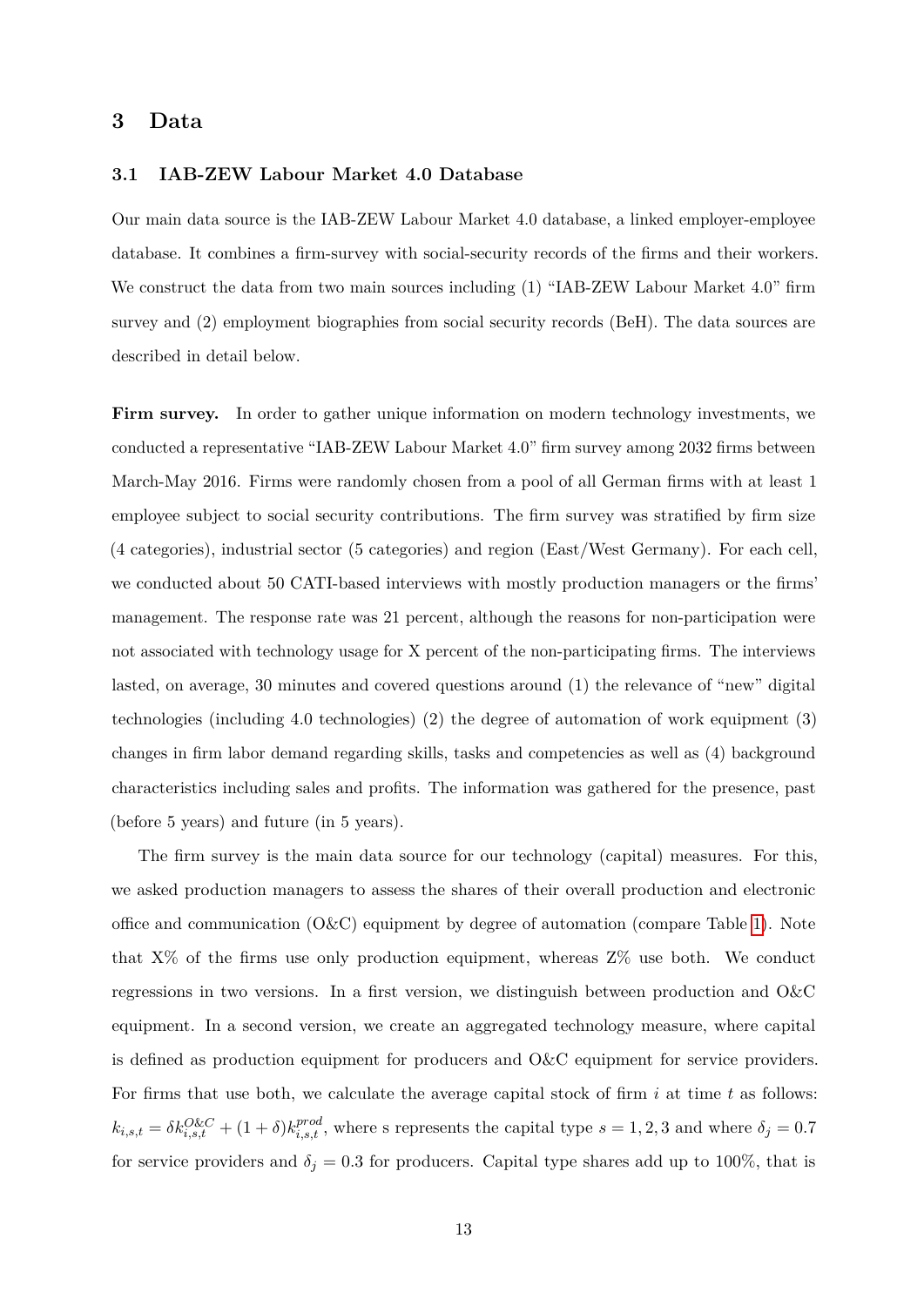## 3 Data

### 3.1 IAB-ZEW Labour Market 4.0 Database

Our main data source is the IAB-ZEW Labour Market 4.0 database, a linked employer-employee database. It combines a firm-survey with social-security records of the firms and their workers. We construct the data from two main sources including (1) "IAB-ZEW Labour Market 4.0" firm survey and (2) employment biographies from social security records (BeH). The data sources are described in detail below.

**Firm survey.** In order to gather unique information on modern technology investments, we conducted a representative "IAB-ZEW Labour Market 4.0" firm survey among 2032 firms between March-May 2016. Firms were randomly chosen from a pool of all German firms with at least 1 employee subject to social security contributions. The firm survey was stratified by firm size (4 categories), industrial sector (5 categories) and region (East/West Germany). For each cell, we conducted about 50 CATI-based interviews with mostly production managers or the firms' management. The response rate was 21 percent, although the reasons for non-participation were not associated with technology usage for X percent of the non-participating firms. The interviews lasted, on average, 30 minutes and covered questions around (1) the relevance of "new" digital technologies (including 4.0 technologies) (2) the degree of automation of work equipment (3) changes in firm labor demand regarding skills, tasks and competencies as well as (4) background characteristics including sales and profits. The information was gathered for the presence, past (before 5 years) and future (in 5 years).

The firm survey is the main data source for our technology (capital) measures. For this, we asked production managers to assess the shares of their overall production and electronic office and communication (O&C) equipment by degree of automation (compare Table 1). Note that X% of the firms use only production equipment, whereas Z% use both. We conduct regressions in two versions. In a first version, we distinguish between production and O&C equipment. In a second version, we create an aggregated technology measure, where capital is defined as production equipment for producers and O&C equipment for service providers. For firms that use both, we calculate the average capital stock of firm $i$ at time $t$ as follows: $k_{i,s,t} = \delta k_{i,s,t}^{O\&C} + (1+\delta) k_{i,s,t}^{prod}$, where s represents the capital type $s = 1, 2, 3$ and where $\delta_j = 0.7$ for service providers and $\delta_j = 0.3$ for producers. Capital type shares add up to 100%, that is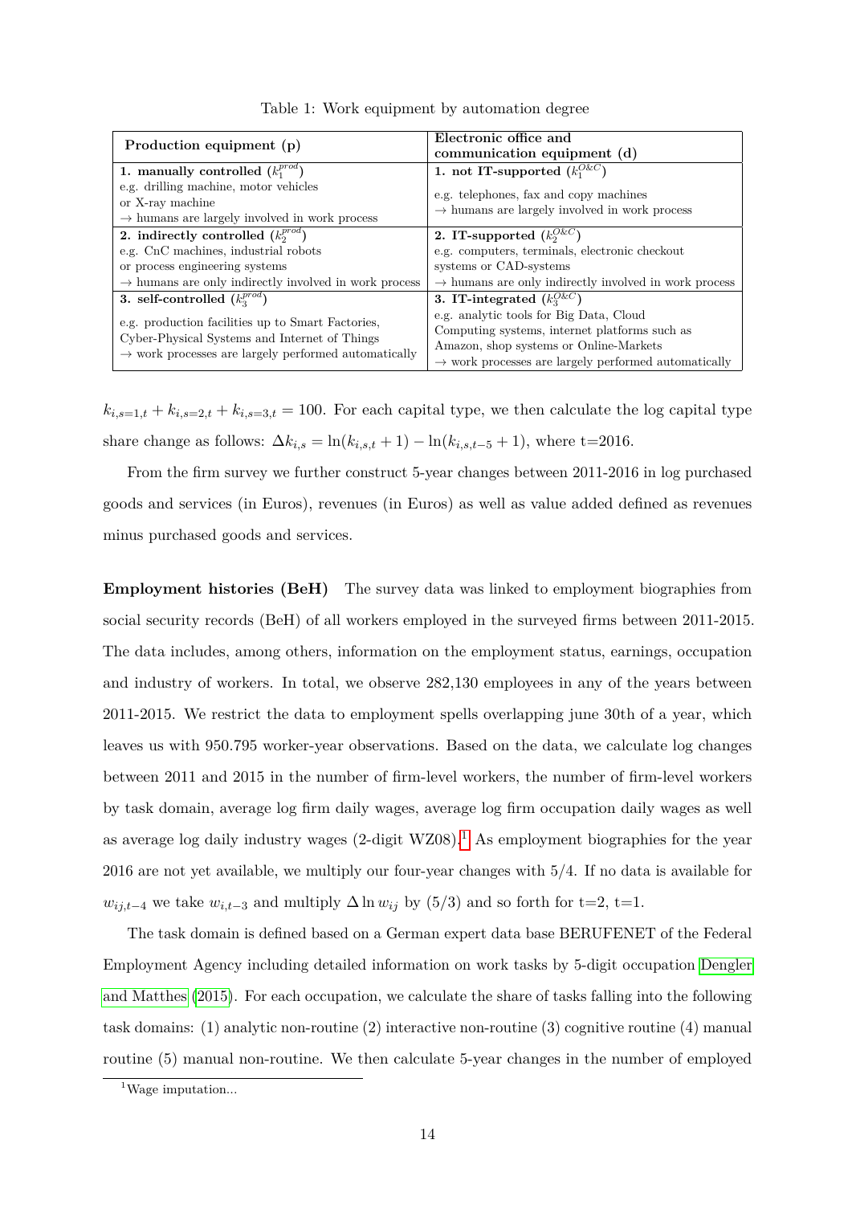Table 1: Work equipment by automation degree

| Production equipment (p) | Electronic office and communication equipment (d) |
|---|---|
| **1. manually controlled** ($k_1^{prod}$)<br>e.g. drilling machine, motor vehicles or X-ray machine<br>→ humans are largely involved in work process | **1. not IT-supported** ($k_1^{O\&C}$)<br>e.g. telephones, fax and copy machines<br>→ humans are largely involved in work process |
| **2. indirectly controlled** ($k_2^{prod}$)<br>e.g. CnC machines, industrial robots or process engineering systems<br>→ humans are only indirectly involved in work process | **2. IT-supported** ($k_2^{O\&C}$)<br>e.g. computers, terminals, electronic checkout systems or CAD-systems<br>→ humans are only indirectly involved in work process |
| **3. self-controlled** ($k_3^{prod}$)<br>e.g. production facilities up to Smart Factories, Cyber-Physical Systems and Internet of Things<br>→ work processes are largely performed automatically | **3. IT-integrated** ($k_3^{O\&C}$)<br>e.g. analytic tools for Big Data, Cloud Computing systems, internet platforms such as Amazon, shop systems or Online-Markets<br>→ work processes are largely performed automatically |

$k_{i,s=1,t} + k_{i,s=2,t} + k_{i,s=3,t} = 100$. For each capital type, we then calculate the log capital type share change as follows: $\Delta k_{i,s} = \ln(k_{i,s,t} + 1) - \ln(k_{i,s,t-5} + 1)$, where t=2016.

From the firm survey we further construct 5-year changes between 2011-2016 in log purchased goods and services (in Euros), revenues (in Euros) as well as value added defined as revenues minus purchased goods and services.

**Employment histories (BeH)** The survey data was linked to employment biographies from social security records (BeH) of all workers employed in the surveyed firms between 2011-2015. The data includes, among others, information on the employment status, earnings, occupation and industry of workers. In total, we observe 282,130 employees in any of the years between 2011-2015. We restrict the data to employment spells overlapping june 30th of a year, which leaves us with 950.795 worker-year observations. Based on the data, we calculate log changes between 2011 and 2015 in the number of firm-level workers, the number of firm-level workers by task domain, average log firm daily wages, average log firm occupation daily wages as well as average log daily industry wages (2-digit WZ08).[1] As employment biographies for the year 2016 are not yet available, we multiply our four-year changes with 5/4. If no data is available for $w_{ij,t-4}$ we take $w_{i,t-3}$ and multiply $\Delta \ln w_{ij}$ by (5/3) and so forth for t=2, t=1.

The task domain is defined based on a German expert data base BERUFENET of the Federal Employment Agency including detailed information on work tasks by 5-digit occupation Dengler and Matthes (2015). For each occupation, we calculate the share of tasks falling into the following task domains: (1) analytic non-routine (2) interactive non-routine (3) cognitive routine (4) manual routine (5) manual non-routine. We then calculate 5-year changes in the number of employed

[1] Wage imputation...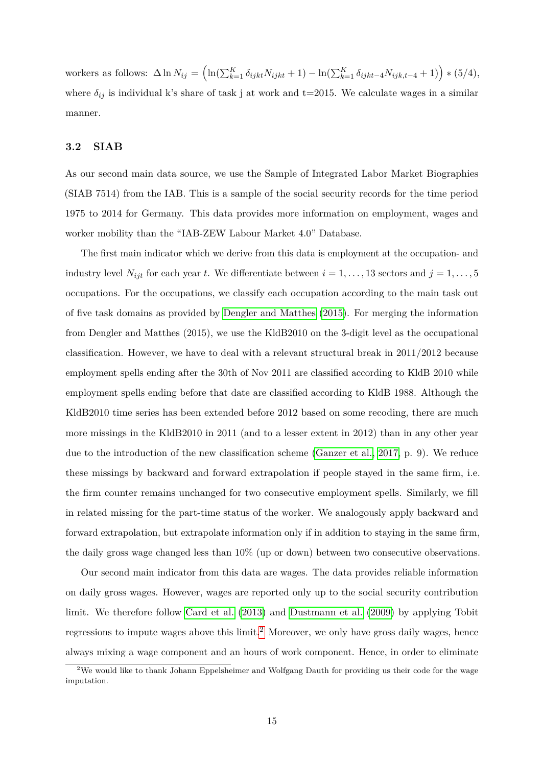workers as follows: $\Delta \ln N_{ij} = \left( \ln(\sum_{k=1}^{K} \delta_{ijkt} N_{ijkt} + 1) - \ln(\sum_{k=1}^{K} \delta_{ijkt-4} N_{ijk,t-4} + 1) \right) * (5/4)$, where $\delta_{ij}$ is individual k's share of task j at work and t=2015. We calculate wages in a similar manner.

### 3.2 SIAB

As our second main data source, we use the Sample of Integrated Labor Market Biographies (SIAB 7514) from the IAB. This is a sample of the social security records for the time period 1975 to 2014 for Germany. This data provides more information on employment, wages and worker mobility than the "IAB-ZEW Labour Market 4.0" Database.

The first main indicator which we derive from this data is employment at the occupation- and industry level $N_{ijt}$ for each year $t$. We differentiate between $i = 1, \ldots, 13$ sectors and $j = 1, \ldots, 5$ occupations. For the occupations, we classify each occupation according to the main task out of five task domains as provided by Dengler and Matthes (2015). For merging the information from Dengler and Matthes (2015), we use the KldB2010 on the 3-digit level as the occupational classification. However, we have to deal with a relevant structural break in 2011/2012 because employment spells ending after the 30th of Nov 2011 are classified according to KldB 2010 while employment spells ending before that date are classified according to KldB 1988. Although the KldB2010 time series has been extended before 2012 based on some recoding, there are much more missings in the KldB2010 in 2011 (and to a lesser extent in 2012) than in any other year due to the introduction of the new classification scheme (Ganzer et al., 2017, p. 9). We reduce these missings by backward and forward extrapolation if people stayed in the same firm, i.e. the firm counter remains unchanged for two consecutive employment spells. Similarly, we fill in related missing for the part-time status of the worker. We analogously apply backward and forward extrapolation, but extrapolate information only if in addition to staying in the same firm, the daily gross wage changed less than 10% (up or down) between two consecutive observations.

Our second main indicator from this data are wages. The data provides reliable information on daily gross wages. However, wages are reported only up to the social security contribution limit. We therefore follow Card et al. (2013) and Dustmann et al. (2009) by applying Tobit regressions to impute wages above this limit.[2] Moreover, we only have gross daily wages, hence always mixing a wage component and an hours of work component. Hence, in order to eliminate

[2] We would like to thank Johann Eppelsheimer and Wolfgang Dauth for providing us their code for the wage imputation.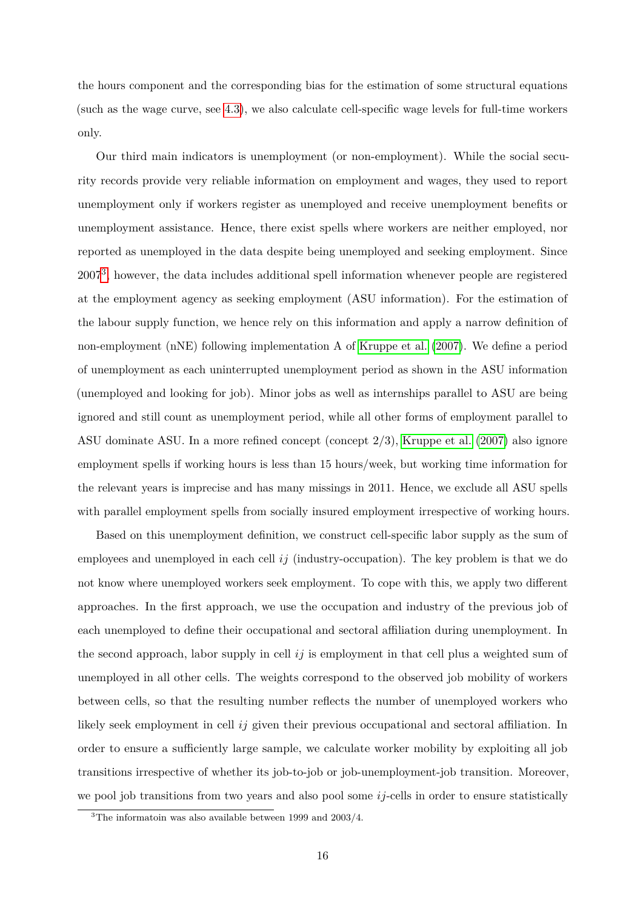the hours component and the corresponding bias for the estimation of some structural equations (such as the wage curve, see 4.3), we also calculate cell-specific wage levels for full-time workers only.

Our third main indicators is unemployment (or non-employment). While the social security records provide very reliable information on employment and wages, they used to report unemployment only if workers register as unemployed and receive unemployment benefits or unemployment assistance. Hence, there exist spells where workers are neither employed, nor reported as unemployed in the data despite being unemployed and seeking employment. Since 2007[3], however, the data includes additional spell information whenever people are registered at the employment agency as seeking employment (ASU information). For the estimation of the labour supply function, we hence rely on this information and apply a narrow definition of non-employment (nNE) following implementation A of Kruppe et al. (2007). We define a period of unemployment as each uninterrupted unemployment period as shown in the ASU information (unemployed and looking for job). Minor jobs as well as internships parallel to ASU are being ignored and still count as unemployment period, while all other forms of employment parallel to ASU dominate ASU. In a more refined concept (concept 2/3), Kruppe et al. (2007) also ignore employment spells if working hours is less than 15 hours/week, but working time information for the relevant years is imprecise and has many missings in 2011. Hence, we exclude all ASU spells with parallel employment spells from socially insured employment irrespective of working hours.

Based on this unemployment definition, we construct cell-specific labor supply as the sum of employees and unemployed in each cell $ij$ (industry-occupation). The key problem is that we do not know where unemployed workers seek employment. To cope with this, we apply two different approaches. In the first approach, we use the occupation and industry of the previous job of each unemployed to define their occupational and sectoral affiliation during unemployment. In the second approach, labor supply in cell $ij$ is employment in that cell plus a weighted sum of unemployed in all other cells. The weights correspond to the observed job mobility of workers between cells, so that the resulting number reflects the number of unemployed workers who likely seek employment in cell $ij$ given their previous occupational and sectoral affiliation. In order to ensure a sufficiently large sample, we calculate worker mobility by exploiting all job transitions irrespective of whether its job-to-job or job-unemployment-job transition. Moreover, we pool job transitions from two years and also pool some $ij$-cells in order to ensure statistically

[3] The informatoin was also available between 1999 and 2003/4.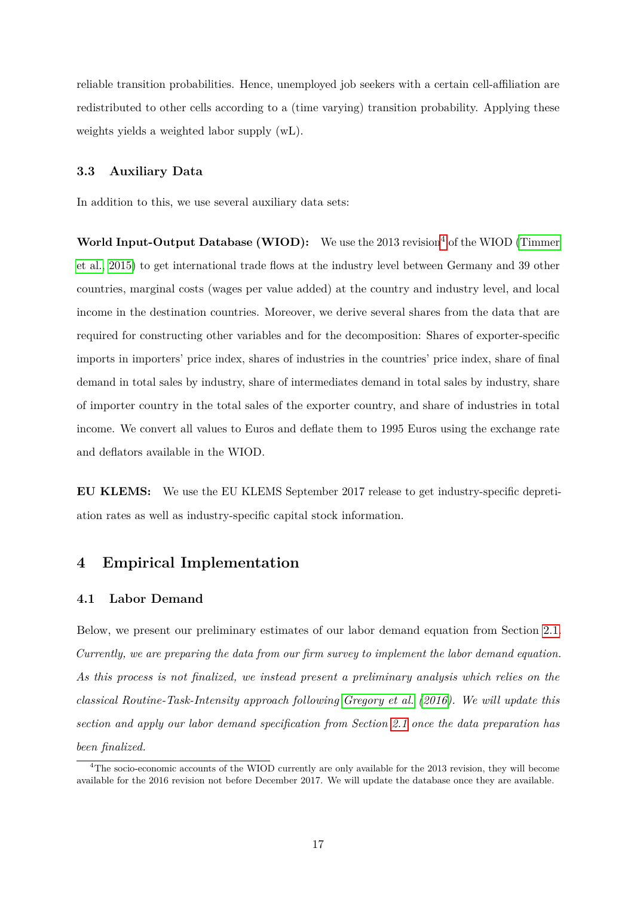reliable transition probabilities. Hence, unemployed job seekers with a certain cell-affiliation are redistributed to other cells according to a (time varying) transition probability. Applying these weights yields a weighted labor supply (wL).

### 3.3 Auxiliary Data

In addition to this, we use several auxiliary data sets:

**World Input-Output Database (WIOD):** We use the 2013 revision[4] of the WIOD (Timmer et al., 2015) to get international trade flows at the industry level between Germany and 39 other countries, marginal costs (wages per value added) at the country and industry level, and local income in the destination countries. Moreover, we derive several shares from the data that are required for constructing other variables and for the decomposition: Shares of exporter-specific imports in importers' price index, shares of industries in the countries' price index, share of final demand in total sales by industry, share of intermediates demand in total sales by industry, share of importer country in the total sales of the exporter country, and share of industries in total income. We convert all values to Euros and deflate them to 1995 Euros using the exchange rate and deflators available in the WIOD.

**EU KLEMS:** We use the EU KLEMS September 2017 release to get industry-specific depretiation rates as well as industry-specific capital stock information.

## 4 Empirical Implementation

### 4.1 Labor Demand

Below, we present our preliminary estimates of our labor demand equation from Section 2.1. *Currently, we are preparing the data from our firm survey to implement the labor demand equation. As this process is not finalized, we instead present a preliminary analysis which relies on the classical Routine-Task-Intensity approach following Gregory et al. (2016). We will update this section and apply our labor demand specification from Section 2.1 once the data preparation has been finalized.*

[4] The socio-economic accounts of the WIOD currently are only available for the 2013 revision, they will become available for the 2016 revision not before December 2017. We will update the database once they are available.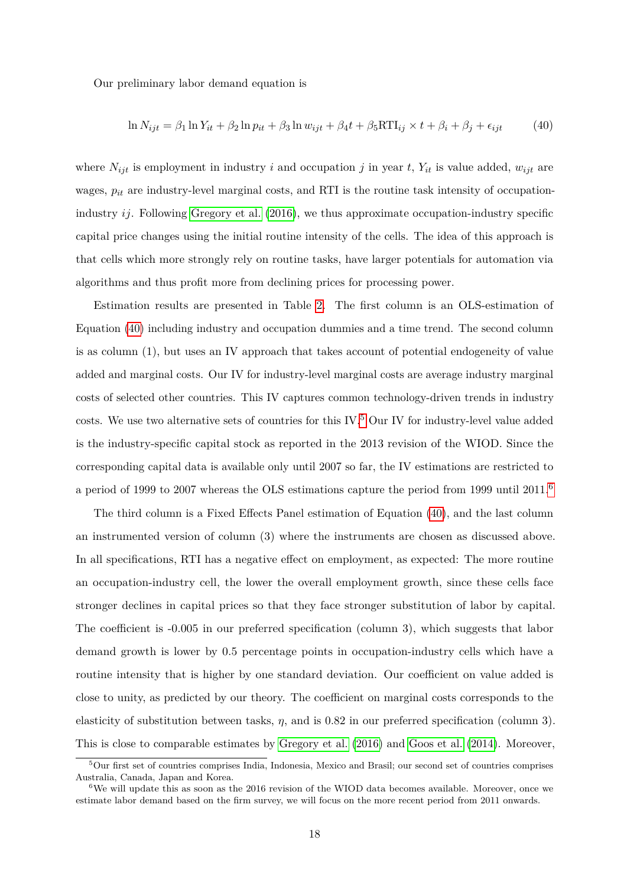Our preliminary labor demand equation is

$$\ln N_{ijt} = \beta_1 \ln Y_{it} + \beta_2 \ln p_{it} + \beta_3 \ln w_{ijt} + \beta_4 t + \beta_5 \text{RTI}_{ij} \times t + \beta_i + \beta_j + \epsilon_{ijt} \tag{40}$$

where $N_{ijt}$ is employment in industry $i$ and occupation $j$ in year $t$, $Y_{it}$ is value added, $w_{ijt}$ are wages, $p_{it}$ are industry-level marginal costs, and RTI is the routine task intensity of occupation-industry $ij$. Following Gregory et al. (2016), we thus approximate occupation-industry specific capital price changes using the initial routine intensity of the cells. The idea of this approach is that cells which more strongly rely on routine tasks, have larger potentials for automation via algorithms and thus profit more from declining prices for processing power.

Estimation results are presented in Table 2. The first column is an OLS-estimation of Equation (40) including industry and occupation dummies and a time trend. The second column is as column (1), but uses an IV approach that takes account of potential endogeneity of value added and marginal costs. Our IV for industry-level marginal costs are average industry marginal costs of selected other countries. This IV captures common technology-driven trends in industry costs. We use two alternative sets of countries for this IV.[5] Our IV for industry-level value added is the industry-specific capital stock as reported in the 2013 revision of the WIOD. Since the corresponding capital data is available only until 2007 so far, the IV estimations are restricted to a period of 1999 to 2007 whereas the OLS estimations capture the period from 1999 until 2011.[6]

The third column is a Fixed Effects Panel estimation of Equation (40), and the last column an instrumented version of column (3) where the instruments are chosen as discussed above. In all specifications, RTI has a negative effect on employment, as expected: The more routine an occupation-industry cell, the lower the overall employment growth, since these cells face stronger declines in capital prices so that they face stronger substitution of labor by capital. The coefficient is -0.005 in our preferred specification (column 3), which suggests that labor demand growth is lower by 0.5 percentage points in occupation-industry cells which have a routine intensity that is higher by one standard deviation. Our coefficient on value added is close to unity, as predicted by our theory. The coefficient on marginal costs corresponds to the elasticity of substitution between tasks, $\eta$, and is 0.82 in our preferred specification (column 3). This is close to comparable estimates by Gregory et al. (2016) and Goos et al. (2014). Moreover,

[5] Our first set of countries comprises India, Indonesia, Mexico and Brasil; our second set of countries comprises Australia, Canada, Japan and Korea.

[6] We will update this as soon as the 2016 revision of the WIOD data becomes available. Moreover, once we estimate labor demand based on the firm survey, we will focus on the more recent period from 2011 onwards.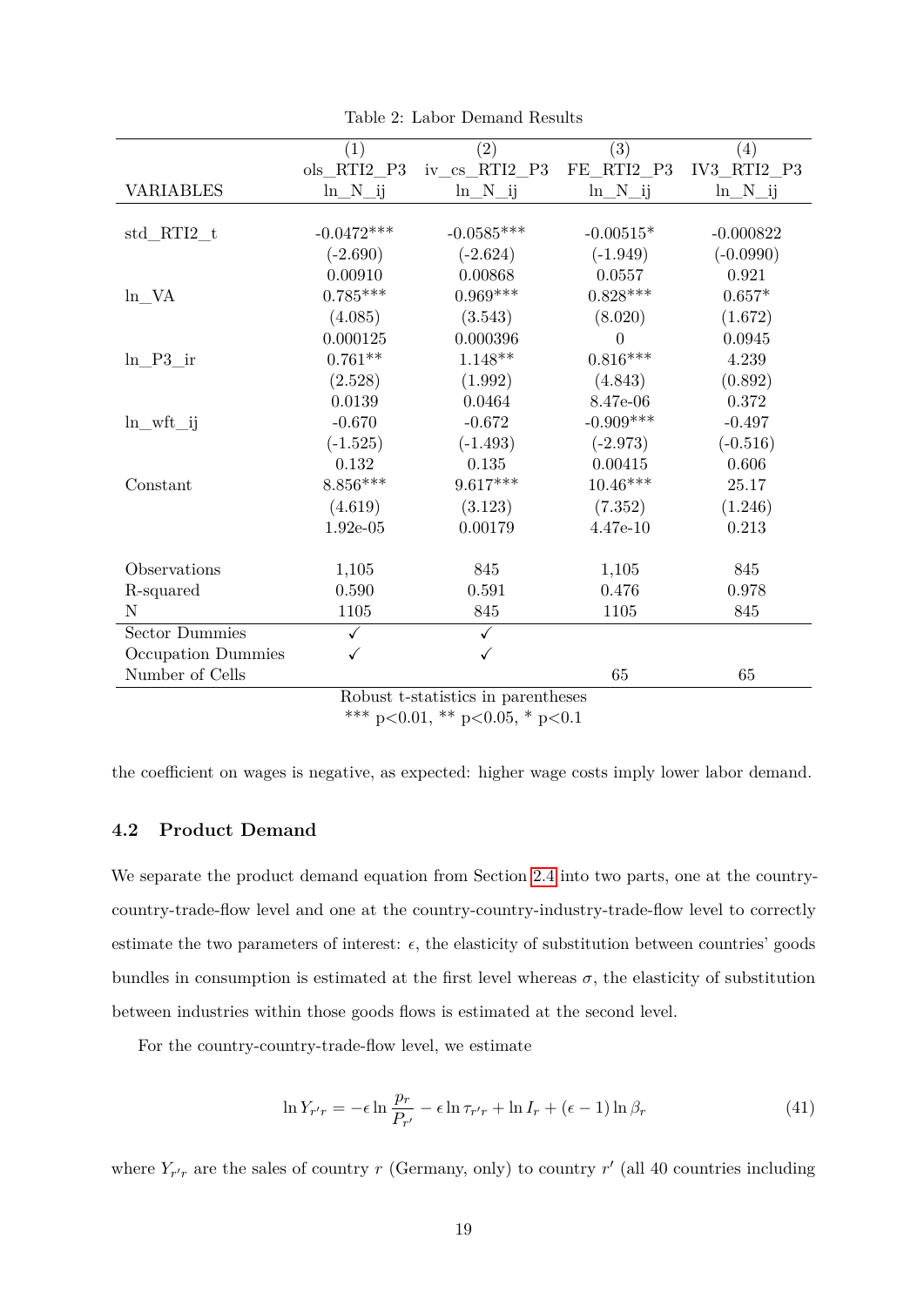Table 2: Labor Demand Results

| | (1) | (2) | (3) | (4) |
|---|---|---|---|---|
| | ols_RTI2_P3 | iv_cs_RTI2_P3 | FE_RTI2_P3 | IV3_RTI2_P3 |
| VARIABLES | ln_N_ij | ln_N_ij | ln_N_ij | ln_N_ij |
| std_RTI2_t | -0.0472*** | -0.0585*** | -0.00515* | -0.000822 |
| | (-2.690) | (-2.624) | (-1.949) | (-0.0990) |
| | 0.00910 | 0.00868 | 0.0557 | 0.921 |
| ln_VA | 0.785*** | 0.969*** | 0.828*** | 0.657* |
| | (4.085) | (3.543) | (8.020) | (1.672) |
| | 0.000125 | 0.000396 | 0 | 0.0945 |
| ln_P3_ir | 0.761** | 1.148** | 0.816*** | 4.239 |
| | (2.528) | (1.992) | (4.843) | (0.892) |
| | 0.0139 | 0.0464 | 8.47e-06 | 0.372 |
| ln_wft_ij | -0.670 | -0.672 | -0.909*** | -0.497 |
| | (-1.525) | (-1.493) | (-2.973) | (-0.516) |
| | 0.132 | 0.135 | 0.00415 | 0.606 |
| Constant | 8.856*** | 9.617*** | 10.46*** | 25.17 |
| | (4.619) | (3.123) | (7.352) | (1.246) |
| | 1.92e-05 | 0.00179 | 4.47e-10 | 0.213 |
| Observations | 1,105 | 845 | 1,105 | 845 |
| R-squared | 0.590 | 0.591 | 0.476 | 0.978 |
| N | 1105 | 845 | 1105 | 845 |
| Sector Dummies | ✓ | ✓ | | |
| Occupation Dummies | ✓ | ✓ | | |
| Number of Cells | | | 65 | 65 |

Robust t-statistics in parentheses
*** p<0.01, ** p<0.05, * p<0.1

the coefficient on wages is negative, as expected: higher wage costs imply lower labor demand.

### 4.2 Product Demand

We separate the product demand equation from Section 2.4 into two parts, one at the country-country-trade-flow level and one at the country-country-industry-trade-flow level to correctly estimate the two parameters of interest: $\epsilon$, the elasticity of substitution between countries' goods bundles in consumption is estimated at the first level whereas $\sigma$, the elasticity of substitution between industries within those goods flows is estimated at the second level.

For the country-country-trade-flow level, we estimate

$$\ln Y_{r'r} = -\epsilon \ln \frac{p_r}{P_{r'}} - \epsilon \ln \tau_{r'r} + \ln I_r + (\epsilon - 1) \ln \beta_r \tag{41}$$

where $Y_{r'r}$ are the sales of country $r$ (Germany, only) to country $r'$ (all 40 countries including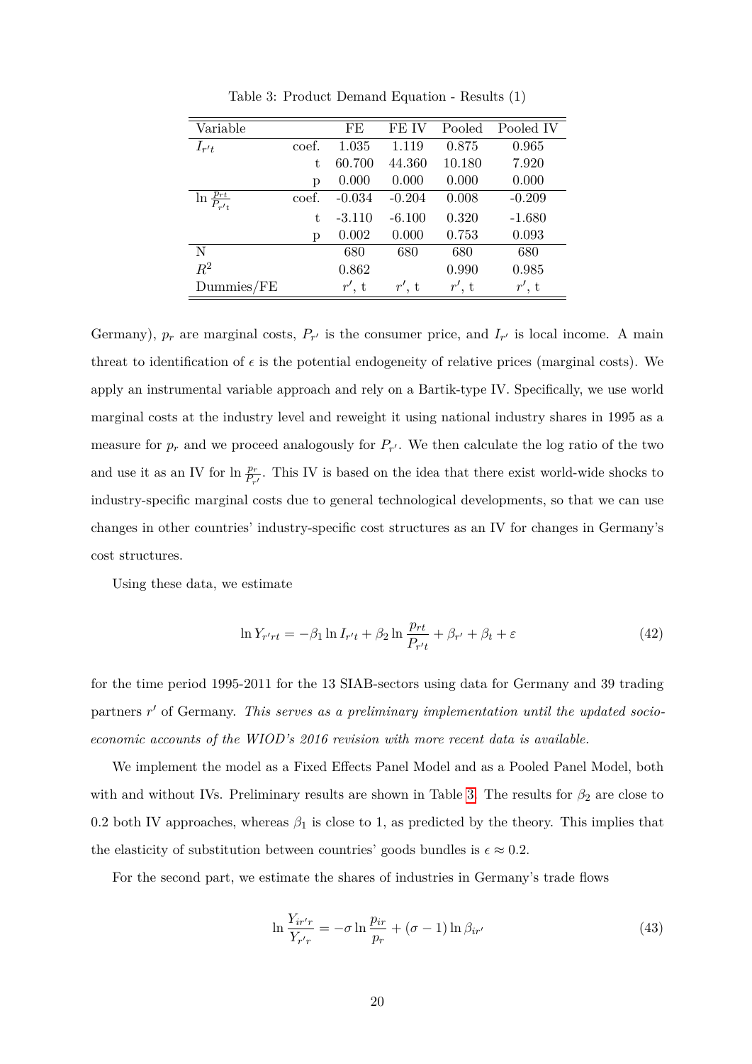Table 3: Product Demand Equation - Results (1)

| Variable | | FE | FE IV | Pooled | Pooled IV |
|---|---|---|---|---|---|
| $I_{r't}$ | coef. | 1.035 | 1.119 | 0.875 | 0.965 |
| | t | 60.700 | 44.360 | 10.180 | 7.920 |
| | p | 0.000 | 0.000 | 0.000 | 0.000 |
| $\ln \frac{p_{rt}}{P_{r't}}$ | coef. | -0.034 | -0.204 | 0.008 | -0.209 |
| | t | -3.110 | -6.100 | 0.320 | -1.680 |
| | p | 0.002 | 0.000 | 0.753 | 0.093 |
| N | | 680 | 680 | 680 | 680 |
| $R^2$ | | 0.862 | | 0.990 | 0.985 |
| Dummies/FE | | $r'$, t | $r'$, t | $r'$, t | $r'$, t |

Germany), $p_r$ are marginal costs, $P_{r'}$ is the consumer price, and $I_{r'}$ is local income. A main threat to identification of $\epsilon$ is the potential endogeneity of relative prices (marginal costs). We apply an instrumental variable approach and rely on a Bartik-type IV. Specifically, we use world marginal costs at the industry level and reweight it using national industry shares in 1995 as a measure for $p_r$ and we proceed analogously for $P_{r'}$. We then calculate the log ratio of the two and use it as an IV for $\ln \frac{p_r}{P_{r'}}$. This IV is based on the idea that there exist world-wide shocks to industry-specific marginal costs due to general technological developments, so that we can use changes in other countries' industry-specific cost structures as an IV for changes in Germany's cost structures.

Using these data, we estimate

$$\ln Y_{r'rt} = -\beta_1 \ln I_{r't} + \beta_2 \ln \frac{p_{rt}}{P_{r't}} + \beta_{r'} + \beta_t + \varepsilon \tag{42}$$

for the time period 1995-2011 for the 13 SIAB-sectors using data for Germany and 39 trading partners $r'$ of Germany. *This serves as a preliminary implementation until the updated socio-economic accounts of the WIOD's 2016 revision with more recent data is available.*

We implement the model as a Fixed Effects Panel Model and as a Pooled Panel Model, both with and without IVs. Preliminary results are shown in Table 3. The results for $\beta_2$ are close to 0.2 both IV approaches, whereas $\beta_1$ is close to 1, as predicted by the theory. This implies that the elasticity of substitution between countries' goods bundles is $\epsilon \approx 0.2$.

For the second part, we estimate the shares of industries in Germany's trade flows

$$\ln \frac{Y_{ir'r}}{Y_{r'r}} = -\sigma \ln \frac{p_{ir}}{p_r} + (\sigma - 1) \ln \beta_{ir'} \tag{43}$$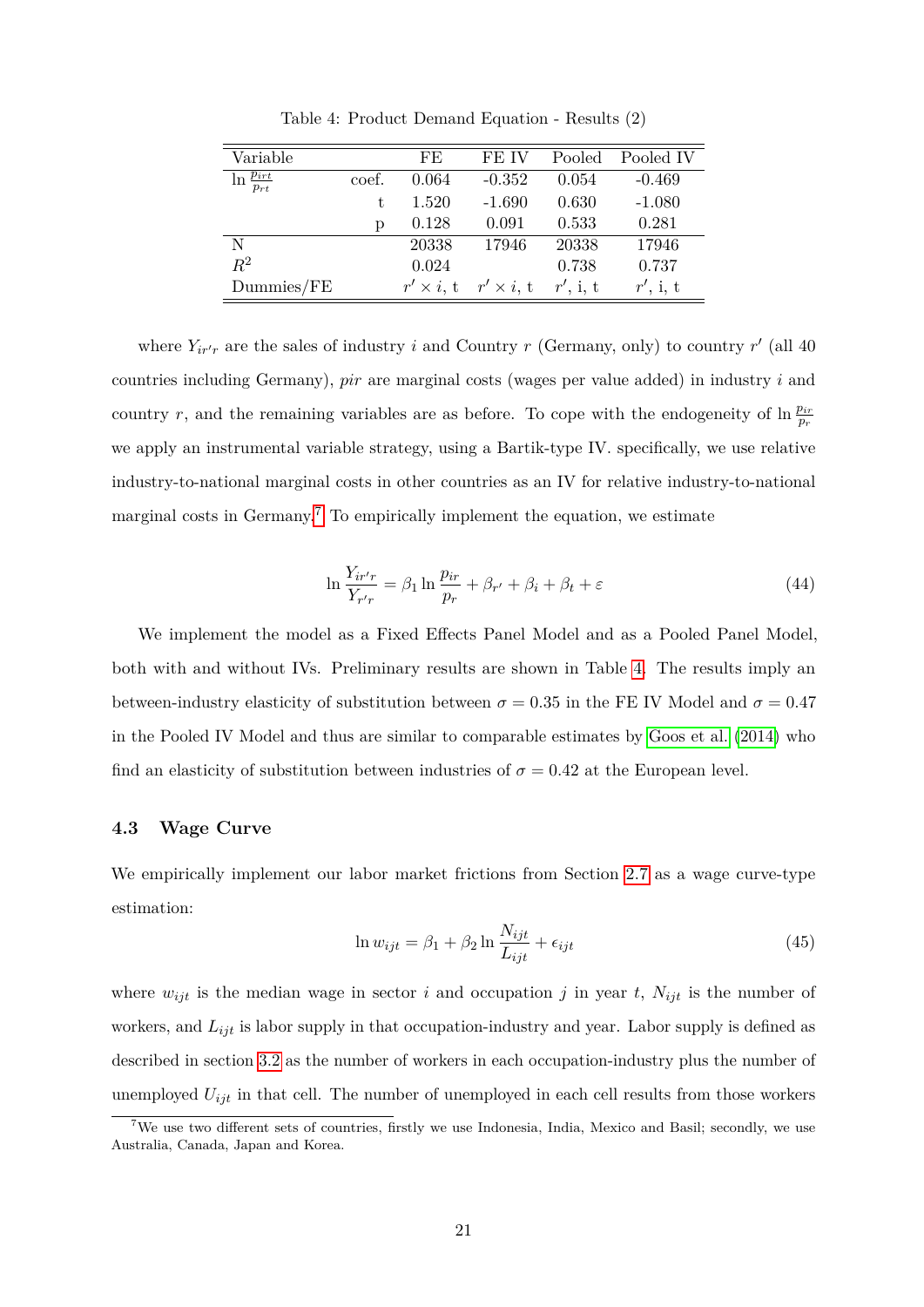Table 4: Product Demand Equation - Results (2)

| Variable | | FE | FE IV | Pooled | Pooled IV |
|---|---|---|---|---|---|
| $\ln \frac{p_{irt}}{p_{rt}}$ | coef. | 0.064 | -0.352 | 0.054 | -0.469 |
| | t | 1.520 | -1.690 | 0.630 | -1.080 |
| | p | 0.128 | 0.091 | 0.533 | 0.281 |
| N | | 20338 | 17946 | 20338 | 17946 |
| $R^2$ | | 0.024 | | 0.738 | 0.737 |
| Dummies/FE | | $r' \times i$, t | $r' \times i$, t | $r'$, i, t | $r'$, i, t |

where $Y_{ir'r}$ are the sales of industry $i$ and Country $r$ (Germany, only) to country $r'$ (all 40 countries including Germany), $pir$ are marginal costs (wages per value added) in industry $i$ and country $r$, and the remaining variables are as before. To cope with the endogeneity of $\ln \frac{p_{ir}}{p_r}$ we apply an instrumental variable strategy, using a Bartik-type IV. specifically, we use relative industry-to-national marginal costs in other countries as an IV for relative industry-to-national marginal costs in Germany.[7] To empirically implement the equation, we estimate

$$\ln \frac{Y_{ir'r}}{Y_{r'r}} = \beta_1 \ln \frac{p_{ir}}{p_r} + \beta_{r'} + \beta_i + \beta_t + \varepsilon \tag{44}$$

We implement the model as a Fixed Effects Panel Model and as a Pooled Panel Model, both with and without IVs. Preliminary results are shown in Table 4. The results imply an between-industry elasticity of substitution between $\sigma = 0.35$ in the FE IV Model and $\sigma = 0.47$ in the Pooled IV Model and thus are similar to comparable estimates by Goos et al. (2014) who find an elasticity of substitution between industries of $\sigma = 0.42$ at the European level.

### 4.3 Wage Curve

We empirically implement our labor market frictions from Section 2.7 as a wage curve-type estimation:

$$\ln w_{ijt} = \beta_1 + \beta_2 \ln \frac{N_{ijt}}{L_{ijt}} + \epsilon_{ijt} \tag{45}$$

where $w_{ijt}$ is the median wage in sector $i$ and occupation $j$ in year $t$, $N_{ijt}$ is the number of workers, and $L_{ijt}$ is labor supply in that occupation-industry and year. Labor supply is defined as described in section 3.2 as the number of workers in each occupation-industry plus the number of unemployed $U_{ijt}$ in that cell. The number of unemployed in each cell results from those workers

[7] We use two different sets of countries, firstly we use Indonesia, India, Mexico and Basil; secondly, we use Australia, Canada, Japan and Korea.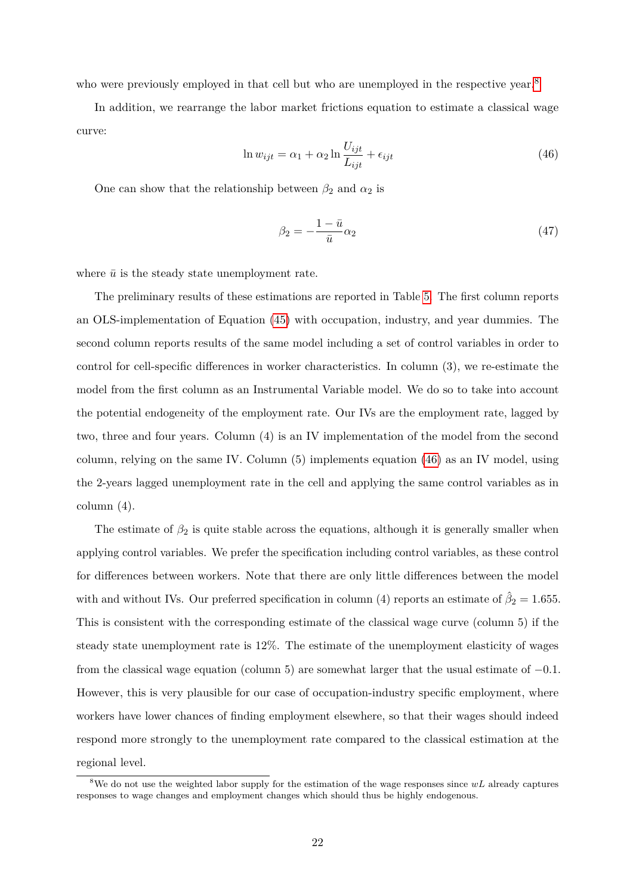who were previously employed in that cell but who are unemployed in the respective year.[8]

In addition, we rearrange the labor market frictions equation to estimate a classical wage curve:

$$\ln w_{ijt} = \alpha_1 + \alpha_2 \ln \frac{U_{ijt}}{L_{ijt}} + \epsilon_{ijt} \tag{46}$$

One can show that the relationship between $\beta_2$ and $\alpha_2$ is

$$\beta_2 = -\frac{1-\bar{u}}{\bar{u}} \alpha_2 \tag{47}$$

where $\bar{u}$ is the steady state unemployment rate.

The preliminary results of these estimations are reported in Table 5. The first column reports an OLS-implementation of Equation (45) with occupation, industry, and year dummies. The second column reports results of the same model including a set of control variables in order to control for cell-specific differences in worker characteristics. In column (3), we re-estimate the model from the first column as an Instrumental Variable model. We do so to take into account the potential endogeneity of the employment rate. Our IVs are the employment rate, lagged by two, three and four years. Column (4) is an IV implementation of the model from the second column, relying on the same IV. Column (5) implements equation (46) as an IV model, using the 2-years lagged unemployment rate in the cell and applying the same control variables as in column (4).

The estimate of $\beta_2$ is quite stable across the equations, although it is generally smaller when applying control variables. We prefer the specification including control variables, as these control for differences between workers. Note that there are only little differences between the model with and without IVs. Our preferred specification in column (4) reports an estimate of $\hat{\beta}_2 = 1.655$. This is consistent with the corresponding estimate of the classical wage curve (column 5) if the steady state unemployment rate is 12%. The estimate of the unemployment elasticity of wages from the classical wage equation (column 5) are somewhat larger that the usual estimate of $-0.1$. However, this is very plausible for our case of occupation-industry specific employment, where workers have lower chances of finding employment elsewhere, so that their wages should indeed respond more strongly to the unemployment rate compared to the classical estimation at the regional level.

[8] We do not use the weighted labor supply for the estimation of the wage responses since $wL$ already captures responses to wage changes and employment changes which should thus be highly endogenous.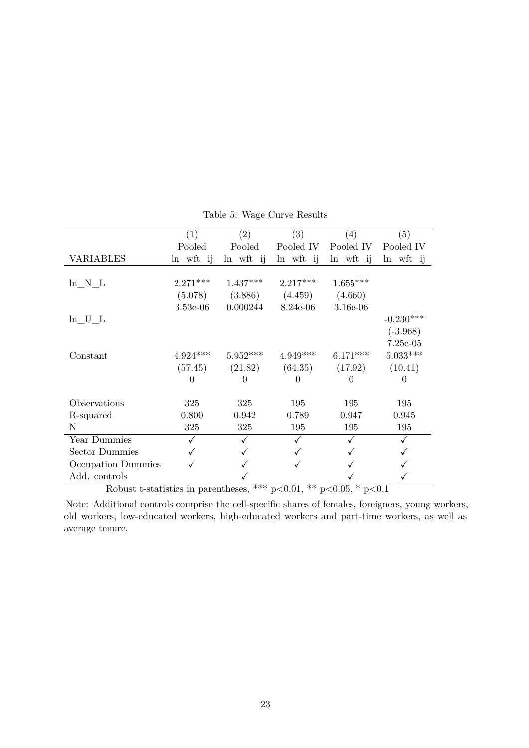Table 5: Wage Curve Results

| | (1) | (2) | (3) | (4) | (5) |
|---|---|---|---|---|---|
| | Pooled | Pooled | Pooled IV | Pooled IV | Pooled IV |
| VARIABLES | ln_wft_ij | ln_wft_ij | ln_wft_ij | ln_wft_ij | ln_wft_ij |
| ln_N_L | 2.271*** | 1.437*** | 2.217*** | 1.655*** | |
| | (5.078) | (3.886) | (4.459) | (4.660) | |
| | 3.53e-06 | 0.000244 | 8.24e-06 | 3.16e-06 | |
| ln_U_L | | | | | -0.230*** |
| | | | | | (-3.968) |
| | | | | | 7.25e-05 |
| Constant | 4.924*** | 5.952*** | 4.949*** | 6.171*** | 5.033*** |
| | (57.45) | (21.82) | (64.35) | (17.92) | (10.41) |
| | 0 | 0 | 0 | 0 | 0 |
| Observations | 325 | 325 | 195 | 195 | 195 |
| R-squared | 0.800 | 0.942 | 0.789 | 0.947 | 0.945 |
| N | 325 | 325 | 195 | 195 | 195 |
| Year Dummies | ✓ | ✓ | ✓ | ✓ | ✓ |
| Sector Dummies | ✓ | ✓ | ✓ | ✓ | ✓ |
| Occupation Dummies | ✓ | ✓ | ✓ | ✓ | ✓ |
| Add. controls | | ✓ | | ✓ | ✓ |

Robust t-statistics in parentheses, *** $p<0.01$, ** $p<0.05$, * $p<0.1$

Note: Additional controls comprise the cell-specific shares of females, foreigners, young workers, old workers, low-educated workers, high-educated workers and part-time workers, as well as average tenure.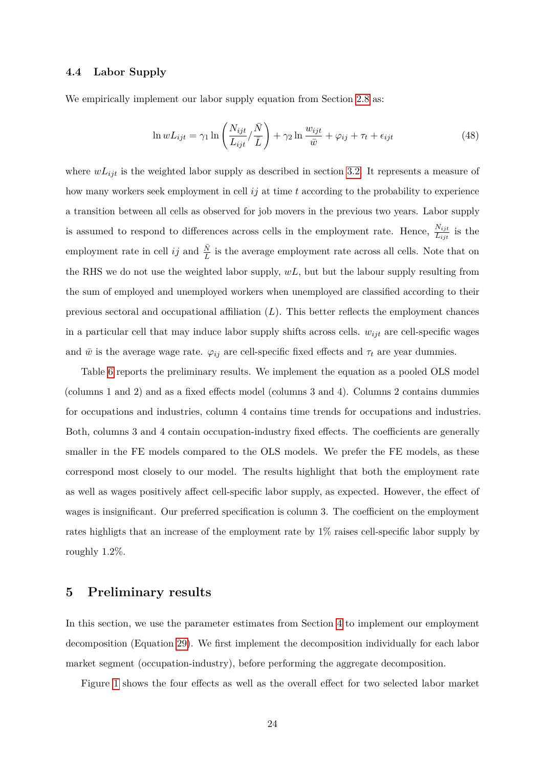### 4.4 Labor Supply

We empirically implement our labor supply equation from Section 2.8 as:

$$\ln wL_{ijt} = \gamma_1 \ln \left( \frac{N_{ijt}}{L_{ijt}} / \frac{\bar{N}}{\bar{L}} \right) + \gamma_2 \ln \frac{w_{ijt}}{\bar{w}} + \varphi_{ij} + \tau_t + \epsilon_{ijt} \tag{48}$$

where $wL_{ijt}$ is the weighted labor supply as described in section 3.2. It represents a measure of how many workers seek employment in cell $ij$ at time $t$ according to the probability to experience a transition between all cells as observed for job movers in the previous two years. Labor supply is assumed to respond to differences across cells in the employment rate. Hence, $\frac{N_{ijt}}{L_{ijt}}$ is the employment rate in cell $ij$ and $\frac{\bar{N}}{\bar{L}}$ is the average employment rate across all cells. Note that on the RHS we do not use the weighted labor supply, $wL$, but but the labour supply resulting from the sum of employed and unemployed workers when unemployed are classified according to their previous sectoral and occupational affiliation ($L$). This better reflects the employment chances in a particular cell that may induce labor supply shifts across cells. $w_{ijt}$ are cell-specific wages and $\bar{w}$ is the average wage rate. $\varphi_{ij}$ are cell-specific fixed effects and $\tau_t$ are year dummies.

Table 6 reports the preliminary results. We implement the equation as a pooled OLS model (columns 1 and 2) and as a fixed effects model (columns 3 and 4). Columns 2 contains dummies for occupations and industries, column 4 contains time trends for occupations and industries. Both, columns 3 and 4 contain occupation-industry fixed effects. The coefficients are generally smaller in the FE models compared to the OLS models. We prefer the FE models, as these correspond most closely to our model. The results highlight that both the employment rate as well as wages positively affect cell-specific labor supply, as expected. However, the effect of wages is insignificant. Our preferred specification is column 3. The coefficient on the employment rates highligts that an increase of the employment rate by 1% raises cell-specific labor supply by roughly 1.2%.

# 5 Preliminary results

In this section, we use the parameter estimates from Section 4 to implement our employment decomposition (Equation 29). We first implement the decomposition individually for each labor market segment (occupation-industry), before performing the aggregate decomposition.

Figure 1 shows the four effects as well as the overall effect for two selected labor market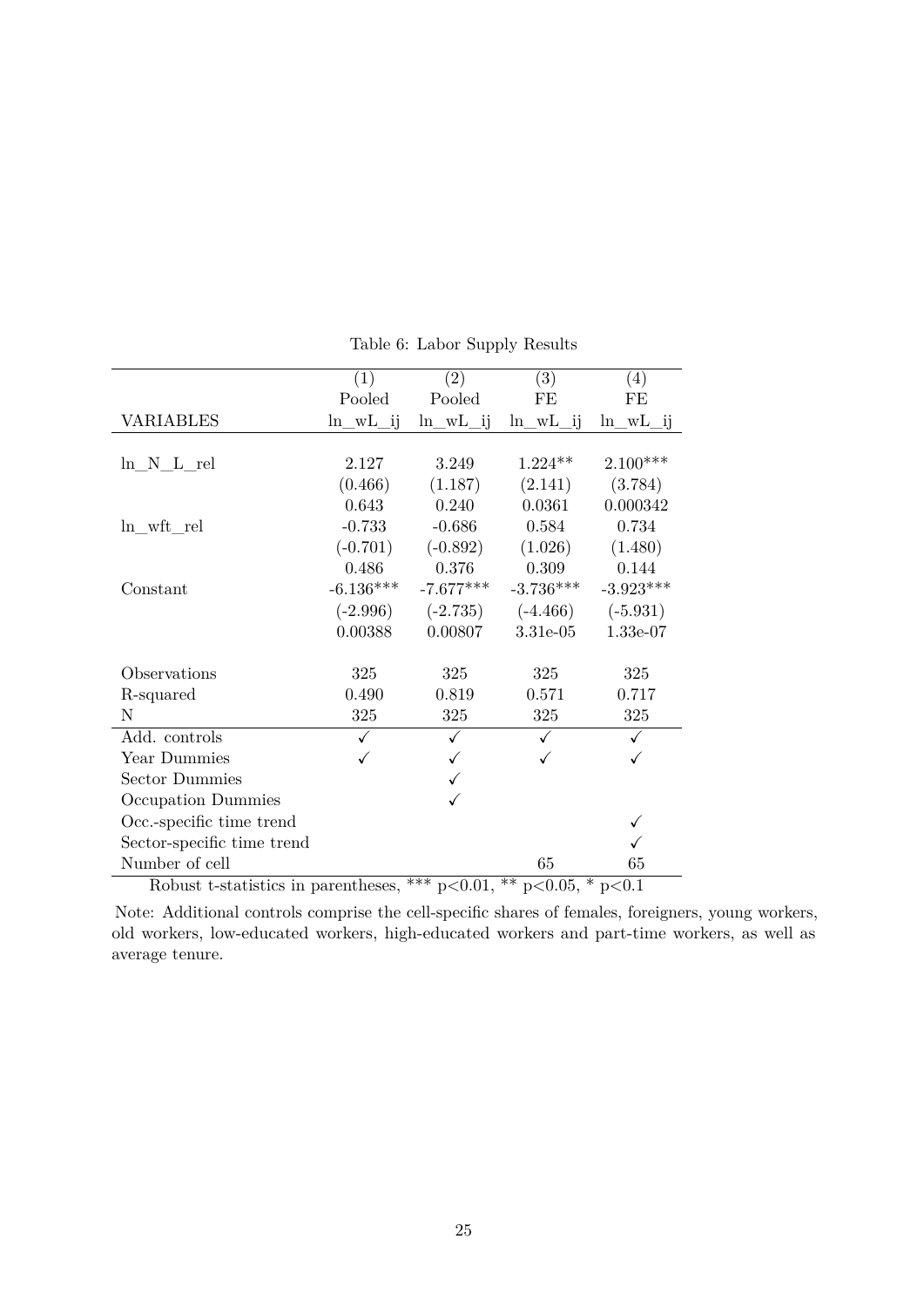Table 6: Labor Supply Results

| | (1) | (2) | (3) | (4) |
|---|---|---|---|---|
| | Pooled | Pooled | FE | FE |
| VARIABLES | ln_wL_ij | ln_wL_ij | ln_wL_ij | ln_wL_ij |
| | | | | |
| ln_N_L_rel | 2.127 | 3.249 | 1.224** | 2.100*** |
| | (0.466) | (1.187) | (2.141) | (3.784) |
| | 0.643 | 0.240 | 0.0361 | 0.000342 |
| ln_wft_rel | -0.733 | -0.686 | 0.584 | 0.734 |
| | (-0.701) | (-0.892) | (1.026) | (1.480) |
| | 0.486 | 0.376 | 0.309 | 0.144 |
| Constant | -6.136*** | -7.677*** | -3.736*** | -3.923*** |
| | (-2.996) | (-2.735) | (-4.466) | (-5.931) |
| | 0.00388 | 0.00807 | 3.31e-05 | 1.33e-07 |
| | | | | |
| Observations | 325 | 325 | 325 | 325 |
| R-squared | 0.490 | 0.819 | 0.571 | 0.717 |
| N | 325 | 325 | 325 | 325 |
| Add. controls | ✓ | ✓ | ✓ | ✓ |
| Year Dummies | ✓ | ✓ | ✓ | ✓ |
| Sector Dummies | | ✓ | | |
| Occupation Dummies | | ✓ | | |
| Occ.-specific time trend | | | | ✓ |
| Sector-specific time trend | | | | ✓ |
| Number of cell | | | 65 | 65 |

Robust t-statistics in parentheses, *** p<0.01, ** p<0.05, * p<0.1

Note: Additional controls comprise the cell-specific shares of females, foreigners, young workers, old workers, low-educated workers, high-educated workers and part-time workers, as well as average tenure.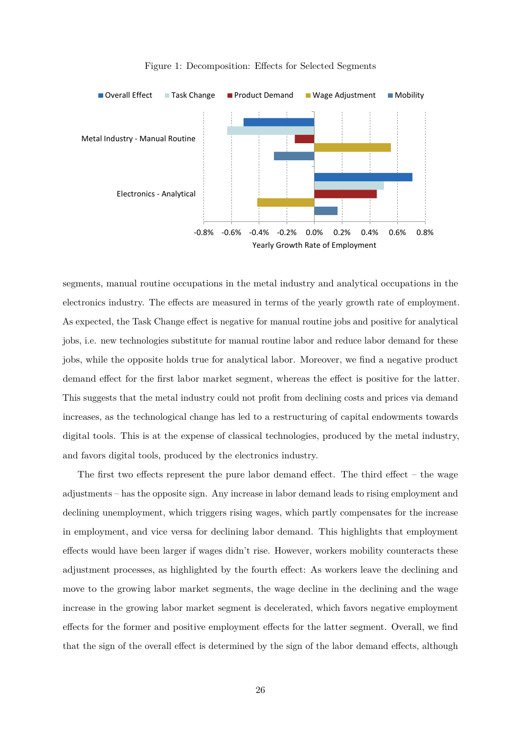Figure 1: Decomposition: Effects for Selected Segments

segments, manual routine occupations in the metal industry and analytical occupations in the electronics industry. The effects are measured in terms of the yearly growth rate of employment. As expected, the Task Change effect is negative for manual routine jobs and positive for analytical jobs, i.e. new technologies substitute for manual routine labor and reduce labor demand for these jobs, while the opposite holds true for analytical labor. Moreover, we find a negative product demand effect for the first labor market segment, whereas the effect is positive for the latter. This suggests that the metal industry could not profit from declining costs and prices via demand increases, as the technological change has led to a restructuring of capital endowments towards digital tools. This is at the expense of classical technologies, produced by the metal industry, and favors digital tools, produced by the electronics industry.

The first two effects represent the pure labor demand effect. The third effect – the wage adjustments – has the opposite sign. Any increase in labor demand leads to rising employment and declining unemployment, which triggers rising wages, which partly compensates for the increase in employment, and vice versa for declining labor demand. This highlights that employment effects would have been larger if wages didn't rise. However, workers mobility counteracts these adjustment processes, as highlighted by the fourth effect: As workers leave the declining and move to the growing labor market segments, the wage decline in the declining and the wage increase in the growing labor market segment is decelerated, which favors negative employment effects for the former and positive employment effects for the latter segment. Overall, we find that the sign of the overall effect is determined by the sign of the labor demand effects, although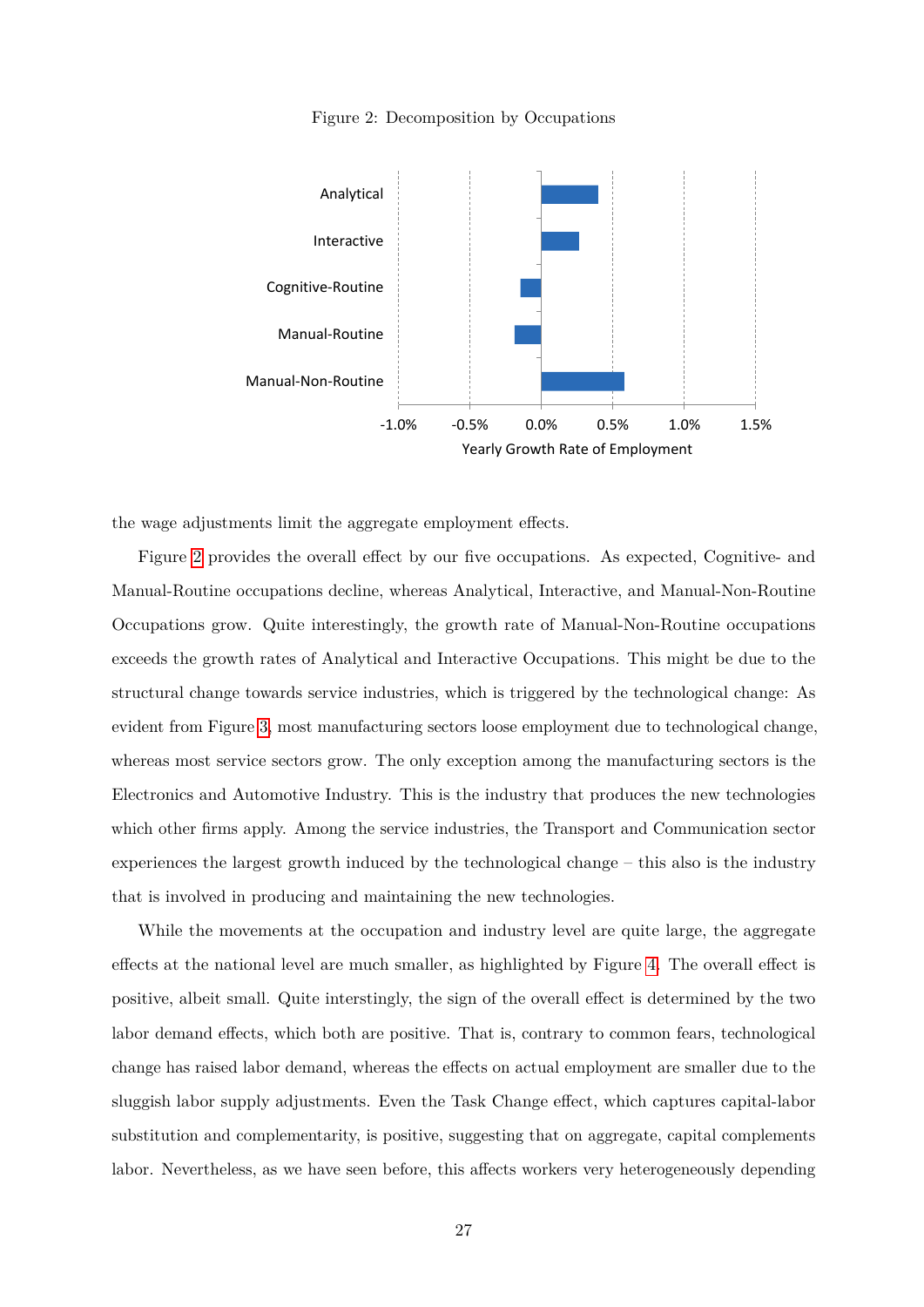Figure 2: Decomposition by Occupations

the wage adjustments limit the aggregate employment effects.

Figure 2 provides the overall effect by our five occupations. As expected, Cognitive- and Manual-Routine occupations decline, whereas Analytical, Interactive, and Manual-Non-Routine Occupations grow. Quite interestingly, the growth rate of Manual-Non-Routine occupations exceeds the growth rates of Analytical and Interactive Occupations. This might be due to the structural change towards service industries, which is triggered by the technological change: As evident from Figure 3, most manufacturing sectors loose employment due to technological change, whereas most service sectors grow. The only exception among the manufacturing sectors is the Electronics and Automotive Industry. This is the industry that produces the new technologies which other firms apply. Among the service industries, the Transport and Communication sector experiences the largest growth induced by the technological change – this also is the industry that is involved in producing and maintaining the new technologies.

While the movements at the occupation and industry level are quite large, the aggregate effects at the national level are much smaller, as highlighted by Figure 4. The overall effect is positive, albeit small. Quite interstingly, the sign of the overall effect is determined by the two labor demand effects, which both are positive. That is, contrary to common fears, technological change has raised labor demand, whereas the effects on actual employment are smaller due to the sluggish labor supply adjustments. Even the Task Change effect, which captures capital-labor substitution and complementarity, is positive, suggesting that on aggregate, capital complements labor. Nevertheless, as we have seen before, this affects workers very heterogeneously depending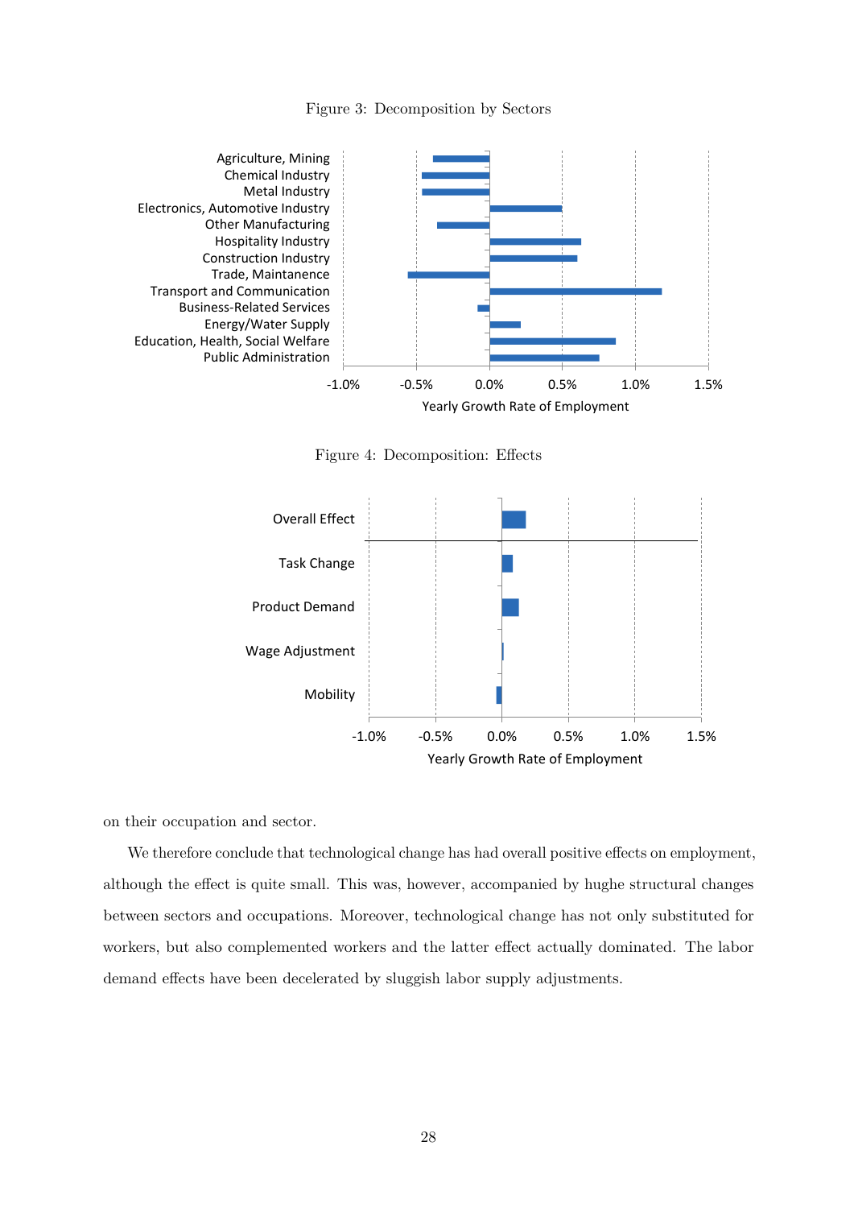Figure 3: Decomposition by Sectors

Figure 4: Decomposition: Effects

on their occupation and sector.

We therefore conclude that technological change has had overall positive effects on employment, although the effect is quite small. This was, however, accompanied by hughe structural changes between sectors and occupations. Moreover, technological change has not only substituted for workers, but also complemented workers and the latter effect actually dominated. The labor demand effects have been decelerated by sluggish labor supply adjustments.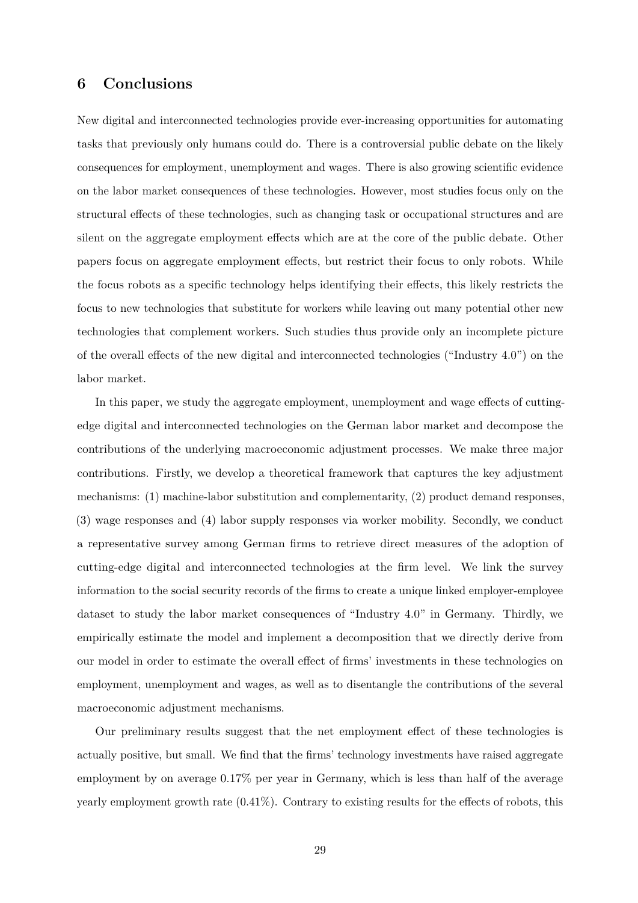## 6 Conclusions

New digital and interconnected technologies provide ever-increasing opportunities for automating tasks that previously only humans could do. There is a controversial public debate on the likely consequences for employment, unemployment and wages. There is also growing scientific evidence on the labor market consequences of these technologies. However, most studies focus only on the structural effects of these technologies, such as changing task or occupational structures and are silent on the aggregate employment effects which are at the core of the public debate. Other papers focus on aggregate employment effects, but restrict their focus to only robots. While the focus robots as a specific technology helps identifying their effects, this likely restricts the focus to new technologies that substitute for workers while leaving out many potential other new technologies that complement workers. Such studies thus provide only an incomplete picture of the overall effects of the new digital and interconnected technologies ("Industry 4.0") on the labor market.

In this paper, we study the aggregate employment, unemployment and wage effects of cutting-edge digital and interconnected technologies on the German labor market and decompose the contributions of the underlying macroeconomic adjustment processes. We make three major contributions. Firstly, we develop a theoretical framework that captures the key adjustment mechanisms: (1) machine-labor substitution and complementarity, (2) product demand responses, (3) wage responses and (4) labor supply responses via worker mobility. Secondly, we conduct a representative survey among German firms to retrieve direct measures of the adoption of cutting-edge digital and interconnected technologies at the firm level. We link the survey information to the social security records of the firms to create a unique linked employer-employee dataset to study the labor market consequences of "Industry 4.0" in Germany. Thirdly, we empirically estimate the model and implement a decomposition that we directly derive from our model in order to estimate the overall effect of firms' investments in these technologies on employment, unemployment and wages, as well as to disentangle the contributions of the several macroeconomic adjustment mechanisms.

Our preliminary results suggest that the net employment effect of these technologies is actually positive, but small. We find that the firms' technology investments have raised aggregate employment by on average 0.17% per year in Germany, which is less than half of the average yearly employment growth rate (0.41%). Contrary to existing results for the effects of robots, this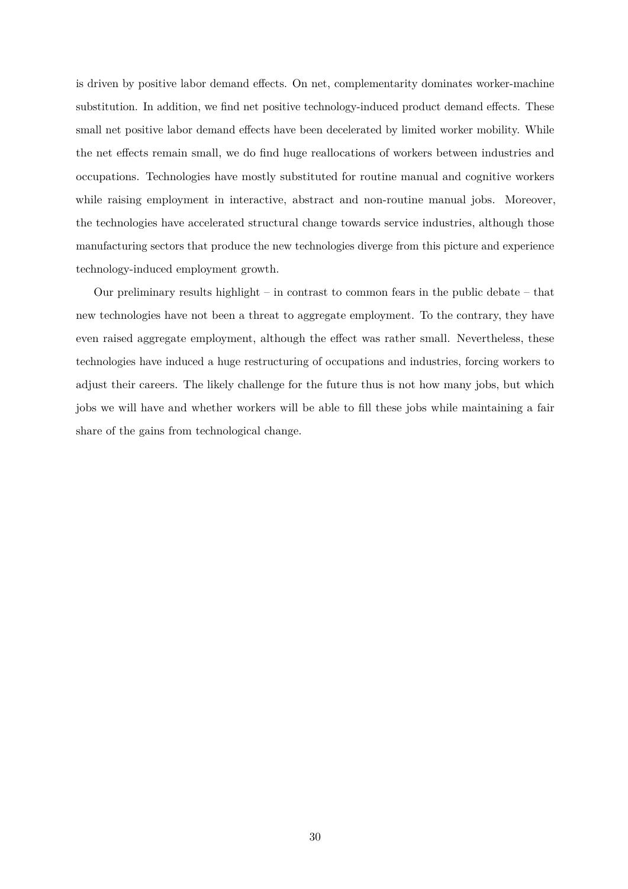is driven by positive labor demand effects. On net, complementarity dominates worker-machine substitution. In addition, we find net positive technology-induced product demand effects. These small net positive labor demand effects have been decelerated by limited worker mobility. While the net effects remain small, we do find huge reallocations of workers between industries and occupations. Technologies have mostly substituted for routine manual and cognitive workers while raising employment in interactive, abstract and non-routine manual jobs. Moreover, the technologies have accelerated structural change towards service industries, although those manufacturing sectors that produce the new technologies diverge from this picture and experience technology-induced employment growth.

Our preliminary results highlight – in contrast to common fears in the public debate – that new technologies have not been a threat to aggregate employment. To the contrary, they have even raised aggregate employment, although the effect was rather small. Nevertheless, these technologies have induced a huge restructuring of occupations and industries, forcing workers to adjust their careers. The likely challenge for the future thus is not how many jobs, but which jobs we will have and whether workers will be able to fill these jobs while maintaining a fair share of the gains from technological change.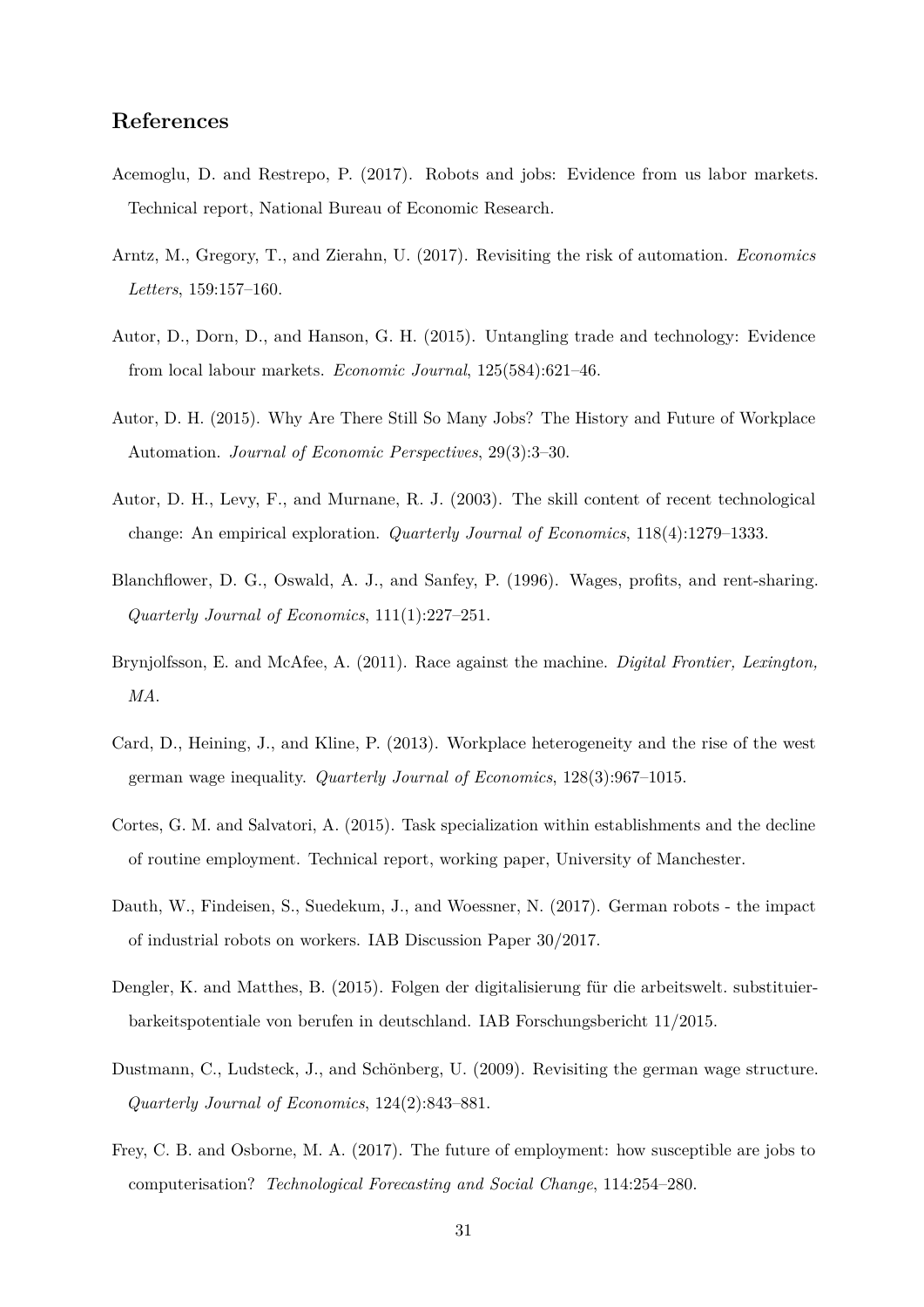## References

Acemoglu, D. and Restrepo, P. (2017). Robots and jobs: Evidence from us labor markets. Technical report, National Bureau of Economic Research.

Arntz, M., Gregory, T., and Zierahn, U. (2017). Revisiting the risk of automation. *Economics Letters*, 159:157–160.

Autor, D., Dorn, D., and Hanson, G. H. (2015). Untangling trade and technology: Evidence from local labour markets. *Economic Journal*, 125(584):621–46.

Autor, D. H. (2015). Why Are There Still So Many Jobs? The History and Future of Workplace Automation. *Journal of Economic Perspectives*, 29(3):3–30.

Autor, D. H., Levy, F., and Murnane, R. J. (2003). The skill content of recent technological change: An empirical exploration. *Quarterly Journal of Economics*, 118(4):1279–1333.

Blanchflower, D. G., Oswald, A. J., and Sanfey, P. (1996). Wages, profits, and rent-sharing. *Quarterly Journal of Economics*, 111(1):227–251.

Brynjolfsson, E. and McAfee, A. (2011). Race against the machine. *Digital Frontier, Lexington, MA*.

Card, D., Heining, J., and Kline, P. (2013). Workplace heterogeneity and the rise of the west german wage inequality. *Quarterly Journal of Economics*, 128(3):967–1015.

Cortes, G. M. and Salvatori, A. (2015). Task specialization within establishments and the decline of routine employment. Technical report, working paper, University of Manchester.

Dauth, W., Findeisen, S., Suedekum, J., and Woessner, N. (2017). German robots - the impact of industrial robots on workers. IAB Discussion Paper 30/2017.

Dengler, K. and Matthes, B. (2015). Folgen der digitalisierung für die arbeitswelt. substituierbarkeitspotentiale von berufen in deutschland. IAB Forschungsbericht 11/2015.

Dustmann, C., Ludsteck, J., and Schönberg, U. (2009). Revisiting the german wage structure. *Quarterly Journal of Economics*, 124(2):843–881.

Frey, C. B. and Osborne, M. A. (2017). The future of employment: how susceptible are jobs to computerisation? *Technological Forecasting and Social Change*, 114:254–280.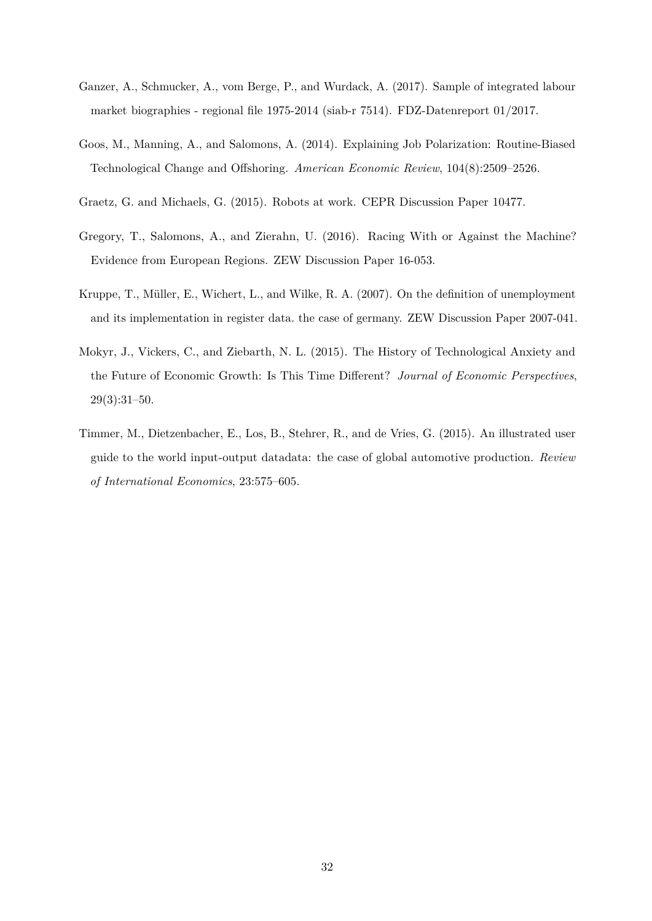Ganzer, A., Schmucker, A., vom Berge, P., and Wurdack, A. (2017). Sample of integrated labour market biographies - regional file 1975-2014 (siab-r 7514). FDZ-Datenreport 01/2017.

Goos, M., Manning, A., and Salomons, A. (2014). Explaining Job Polarization: Routine-Biased Technological Change and Offshoring. *American Economic Review*, 104(8):2509–2526.

Graetz, G. and Michaels, G. (2015). Robots at work. CEPR Discussion Paper 10477.

Gregory, T., Salomons, A., and Zierahn, U. (2016). Racing With or Against the Machine? Evidence from European Regions. ZEW Discussion Paper 16-053.

Kruppe, T., Müller, E., Wichert, L., and Wilke, R. A. (2007). On the definition of unemployment and its implementation in register data. the case of germany. ZEW Discussion Paper 2007-041.

Mokyr, J., Vickers, C., and Ziebarth, N. L. (2015). The History of Technological Anxiety and the Future of Economic Growth: Is This Time Different? *Journal of Economic Perspectives*, 29(3):31–50.

Timmer, M., Dietzenbacher, E., Los, B., Stehrer, R., and de Vries, G. (2015). An illustrated user guide to the world input-output datadata: the case of global automotive production. *Review of International Economics*, 23:575–605.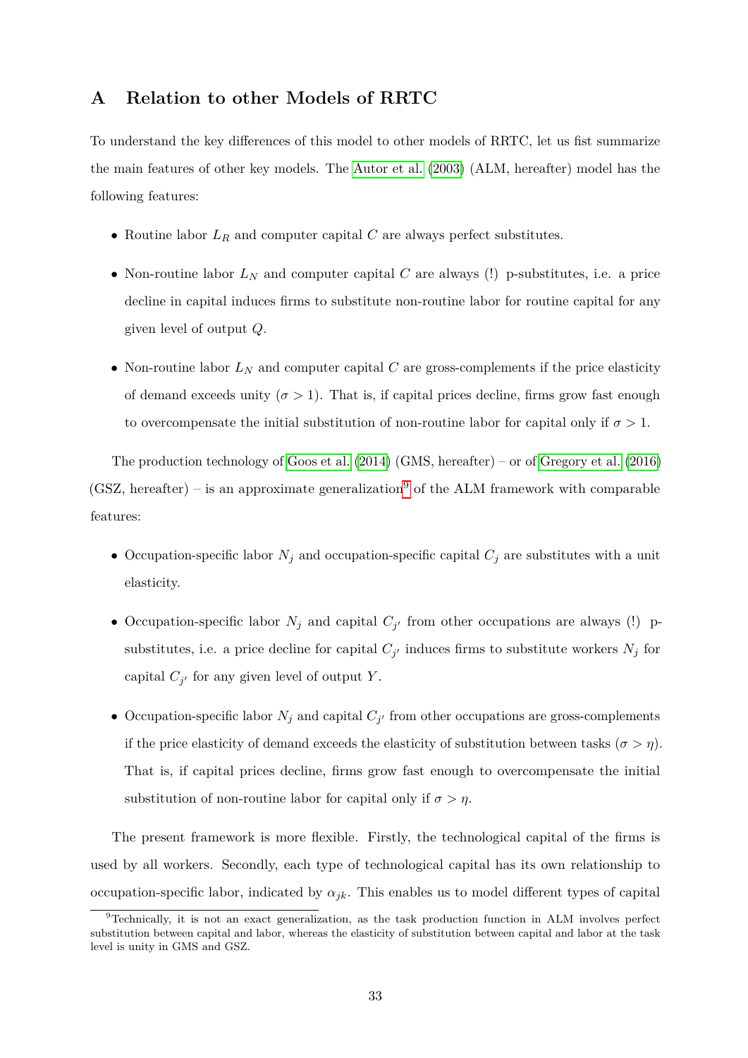# A Relation to other Models of RRTC

To understand the key differences of this model to other models of RRTC, let us fist summarize the main features of other key models. The Autor et al. (2003) (ALM, hereafter) model has the following features:

- Routine labor $L_R$ and computer capital $C$ are always perfect substitutes.
- Non-routine labor $L_N$ and computer capital $C$ are always (!) p-substitutes, i.e. a price decline in capital induces firms to substitute non-routine labor for routine capital for any given level of output $Q$.
- Non-routine labor $L_N$ and computer capital $C$ are gross-complements if the price elasticity of demand exceeds unity ($\sigma > 1$). That is, if capital prices decline, firms grow fast enough to overcompensate the initial substitution of non-routine labor for capital only if $\sigma > 1$.

The production technology of Goos et al. (2014) (GMS, hereafter) – or of Gregory et al. (2016) (GSZ, hereafter) – is an approximate generalization[9] of the ALM framework with comparable features:

- Occupation-specific labor $N_j$ and occupation-specific capital $C_j$ are substitutes with a unit elasticity.
- Occupation-specific labor $N_j$ and capital $C_{j'}$ from other occupations are always (!) p-substitutes, i.e. a price decline for capital $C_{j'}$ induces firms to substitute workers $N_j$ for capital $C_{j'}$ for any given level of output $Y$.
- Occupation-specific labor $N_j$ and capital $C_{j'}$ from other occupations are gross-complements if the price elasticity of demand exceeds the elasticity of substitution between tasks ($\sigma > \eta$). That is, if capital prices decline, firms grow fast enough to overcompensate the initial substitution of non-routine labor for capital only if $\sigma > \eta$.

The present framework is more flexible. Firstly, the technological capital of the firms is used by all workers. Secondly, each type of technological capital has its own relationship to occupation-specific labor, indicated by $\alpha_{jk}$. This enables us to model different types of capital

[9] Technically, it is not an exact generalization, as the task production function in ALM involves perfect substitution between capital and labor, whereas the elasticity of substitution between capital and labor at the task level is unity in GMS and GSZ.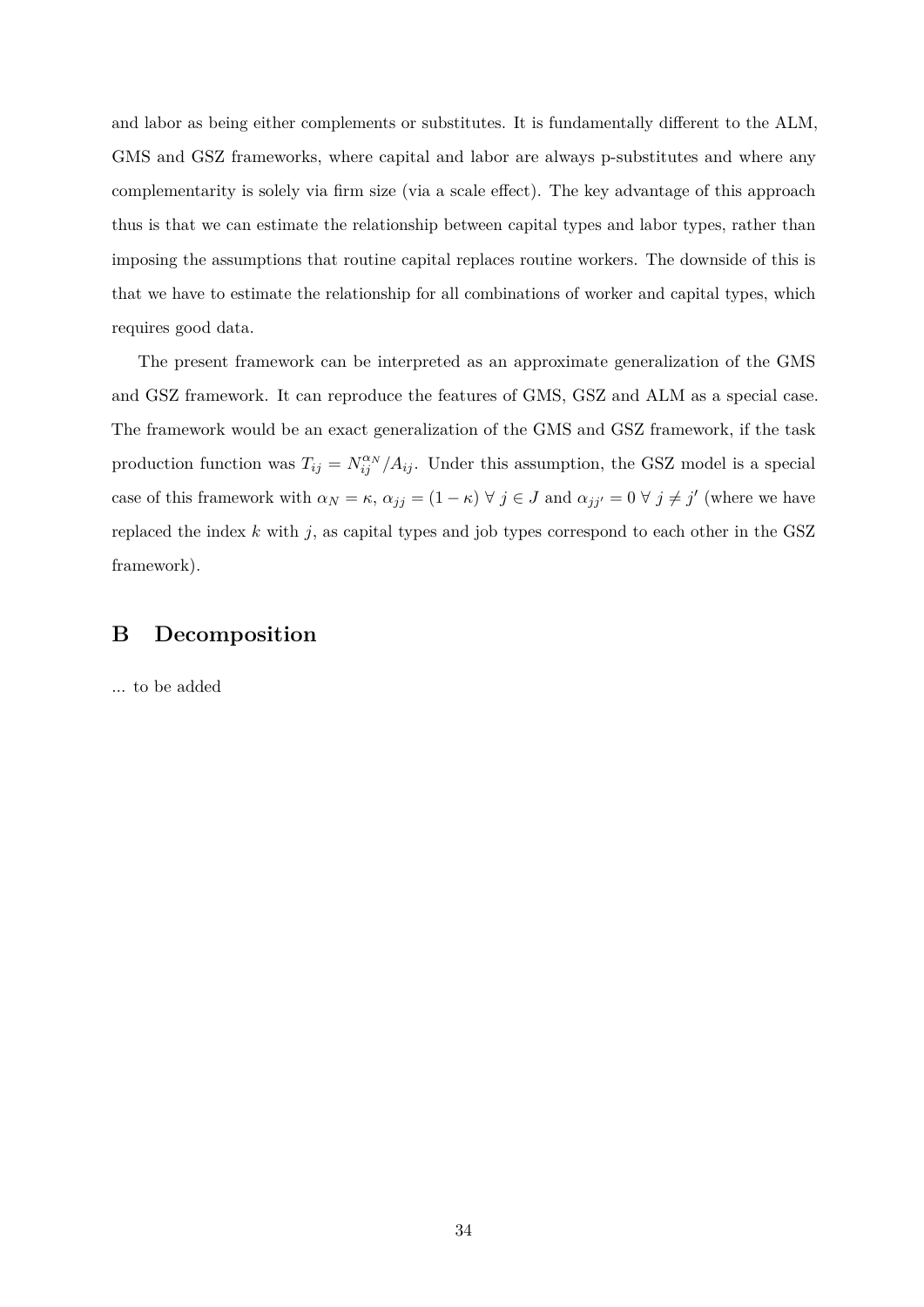and labor as being either complements or substitutes. It is fundamentally different to the ALM, GMS and GSZ frameworks, where capital and labor are always p-substitutes and where any complementarity is solely via firm size (via a scale effect). The key advantage of this approach thus is that we can estimate the relationship between capital types and labor types, rather than imposing the assumptions that routine capital replaces routine workers. The downside of this is that we have to estimate the relationship for all combinations of worker and capital types, which requires good data.

The present framework can be interpreted as an approximate generalization of the GMS and GSZ framework. It can reproduce the features of GMS, GSZ and ALM as a special case. The framework would be an exact generalization of the GMS and GSZ framework, if the task production function was $T_{ij} = N_{ij}^{\alpha_N}/A_{ij}$. Under this assumption, the GSZ model is a special case of this framework with $\alpha_N = \kappa$, $\alpha_{jj} = (1-\kappa) \; \forall \; j \in J$ and $\alpha_{jj'} = 0 \; \forall \; j \neq j'$ (where we have replaced the index $k$ with $j$, as capital types and job types correspond to each other in the GSZ framework).

# B Decomposition

... to be added